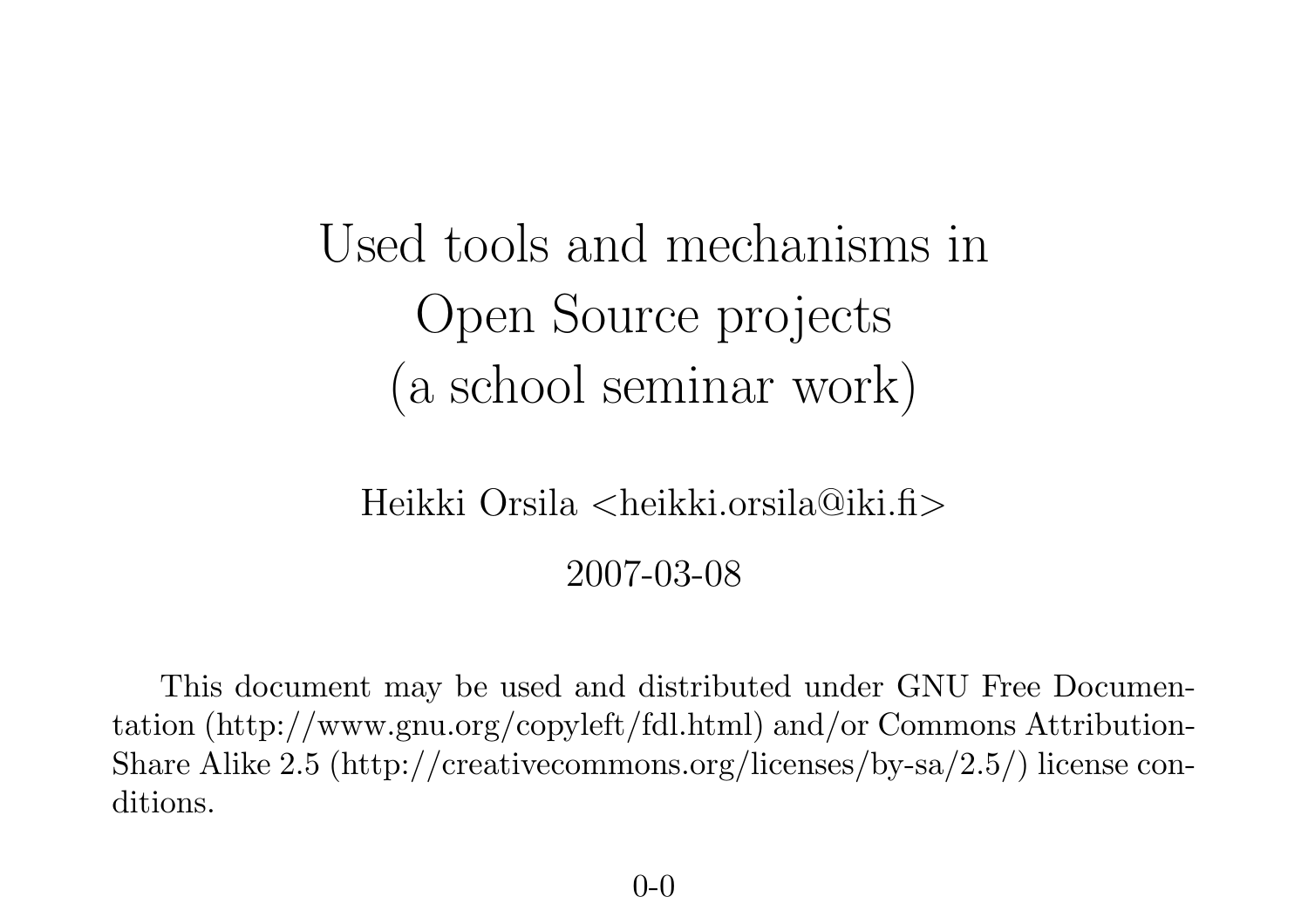# Used tools and mechanisms in Open Source projects (a school seminar work)

Heikki Orsila <heikki.orsila@iki.fi>

2007-03-08

This document may be used and distributed under GNU Free Documentation (http://www.gnu.org/copyleft/fdl.html) and/or Commons Attribution-Share Alike 2.5 (http://creativecommons.org/licenses/by-sa/2.5/) license conditions.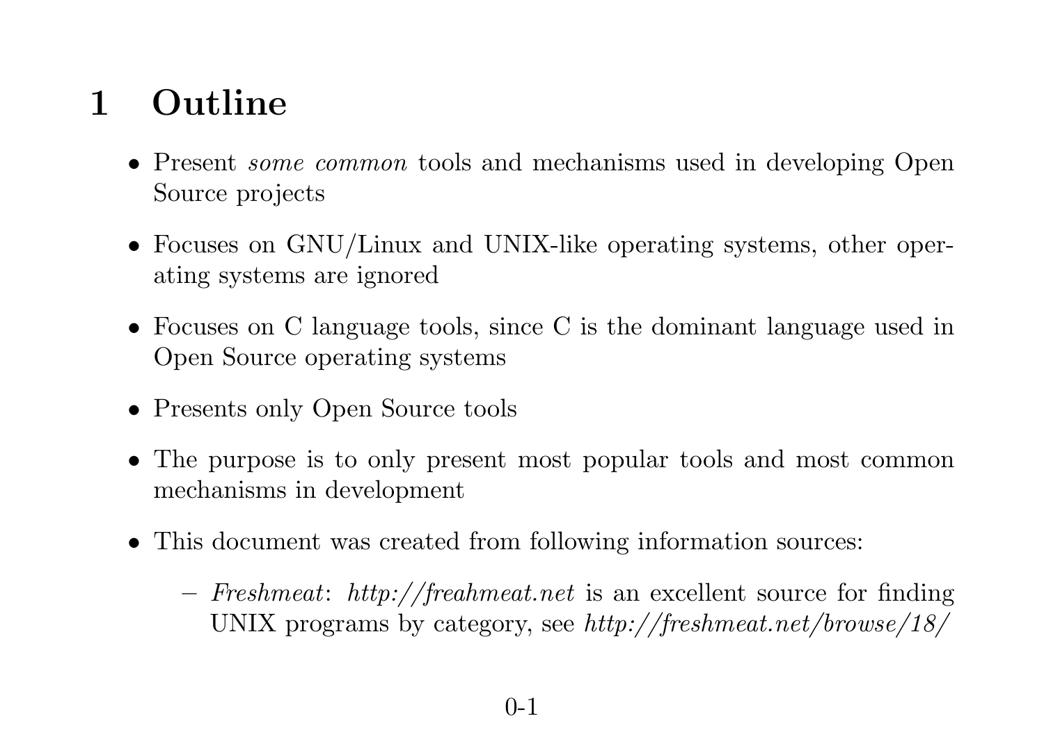# 1 Outline

- Present *some common* tools and mechanisms used in developing Open Source projects
- Focuses on GNU/Linux and UNIX-like operating systems, other operating systems are ignored
- Focuses on C language tools, since C is the dominant language used in Open Source operating systems
- Presents only Open Source tools
- The purpose is to only present most popular tools and most common mechanisms in development
- This document was created from following information sources:
  - *Freshmeat*: *http://freahmeat.net* is an excellent source for finding UNIX programs by category, see *http://freshmeat.net/browse/18/*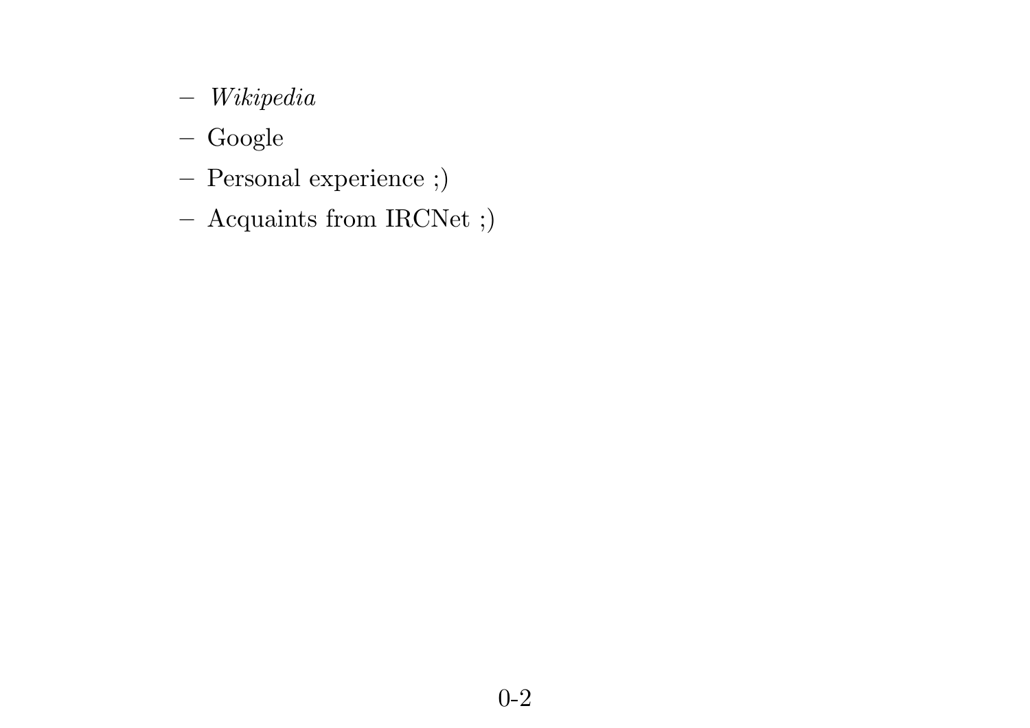- *Wikipedia*
- Google
- Personal experience ;)
- Acquaints from IRCNet ;)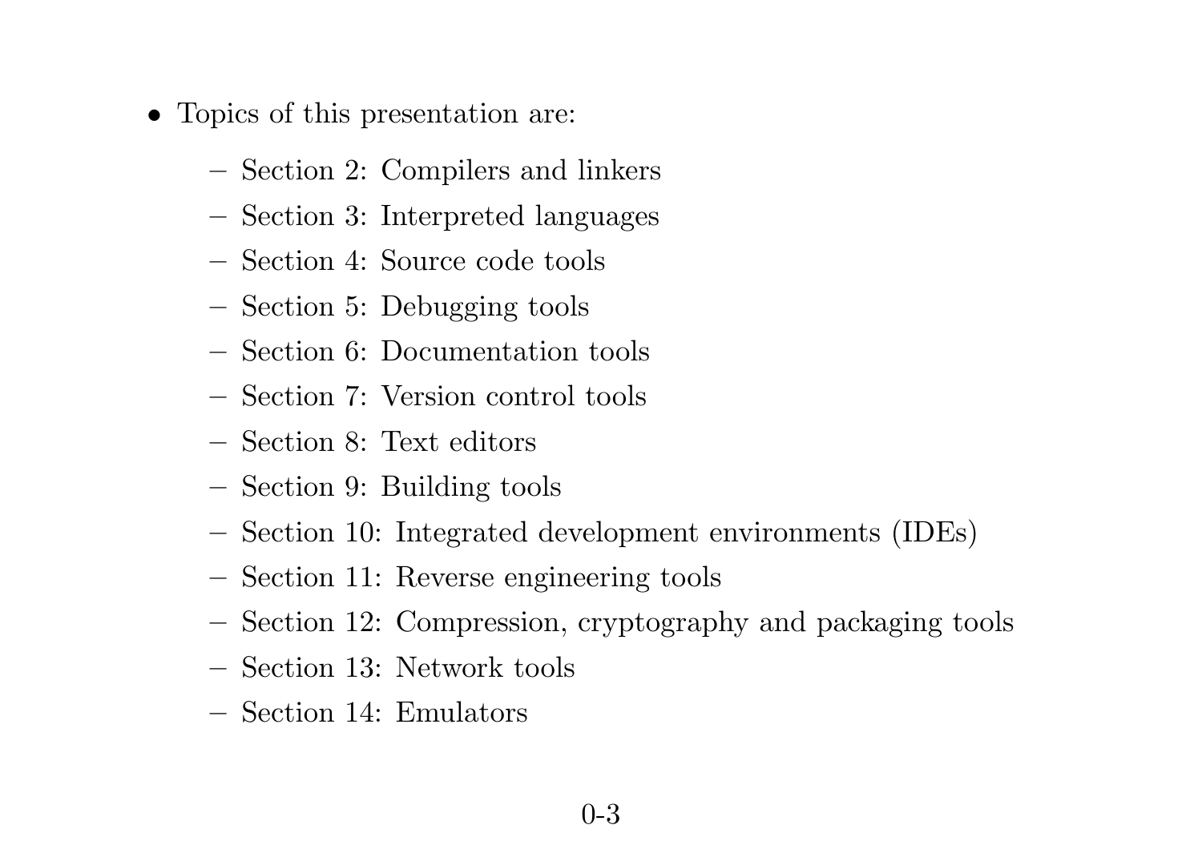- Topics of this presentation are:
  - Section 2: Compilers and linkers
  - Section 3: Interpreted languages
  - Section 4: Source code tools
  - Section 5: Debugging tools
  - Section 6: Documentation tools
  - Section 7: Version control tools
  - Section 8: Text editors
  - Section 9: Building tools
  - Section 10: Integrated development environments (IDEs)
  - Section 11: Reverse engineering tools
  - Section 12: Compression, cryptography and packaging tools
  - Section 13: Network tools
  - Section 14: Emulators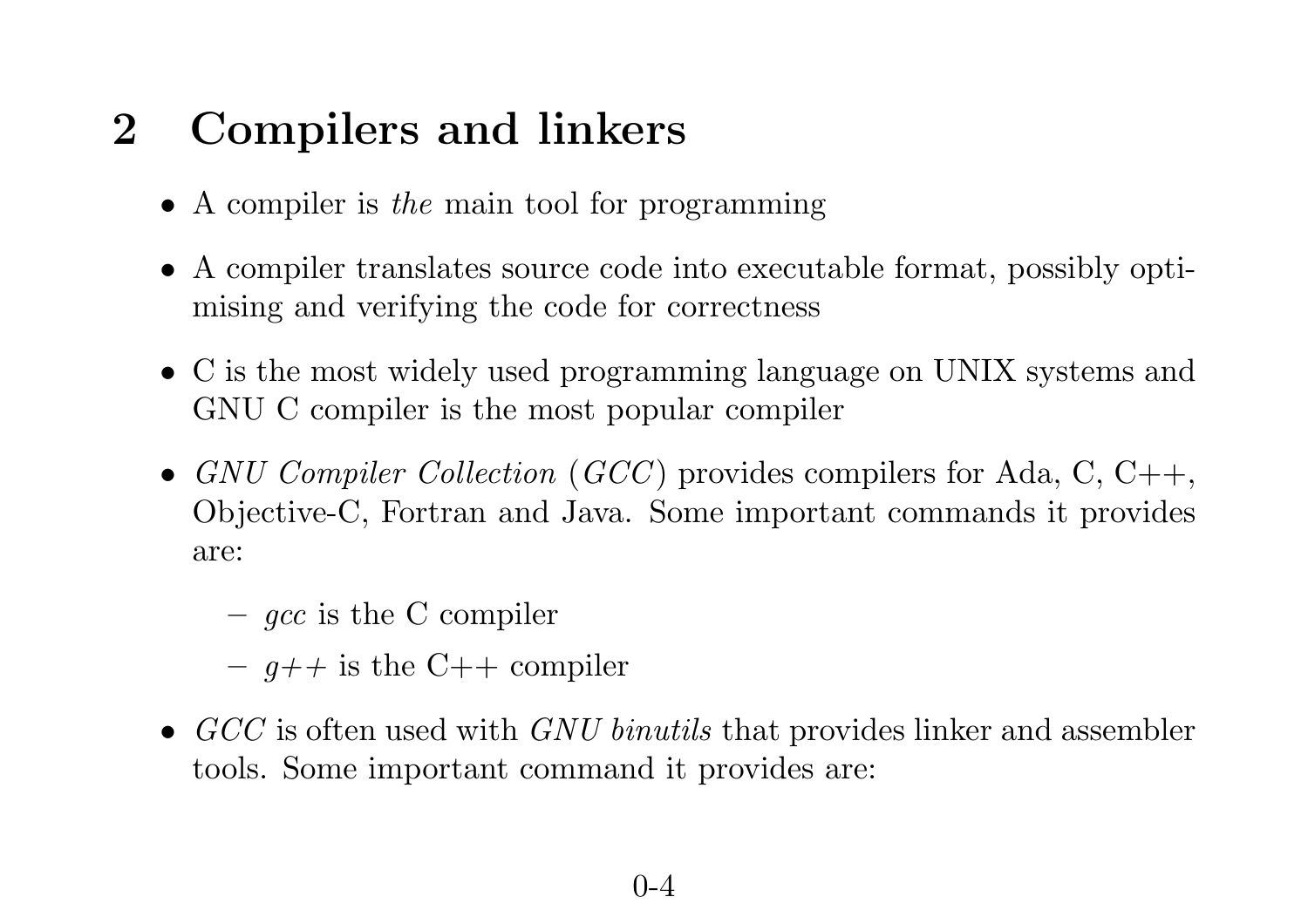## 2 Compilers and linkers

- A compiler is *the* main tool for programming
- A compiler translates source code into executable format, possibly optimising and verifying the code for correctness
- C is the most widely used programming language on UNIX systems and GNU C compiler is the most popular compiler
- *GNU Compiler Collection* (*GCC*) provides compilers for Ada, C, C++, Objective-C, Fortran and Java. Some important commands it provides are:
  - *gcc* is the C compiler
  - *g++* is the C++ compiler
- *GCC* is often used with *GNU binutils* that provides linker and assembler tools. Some important command it provides are: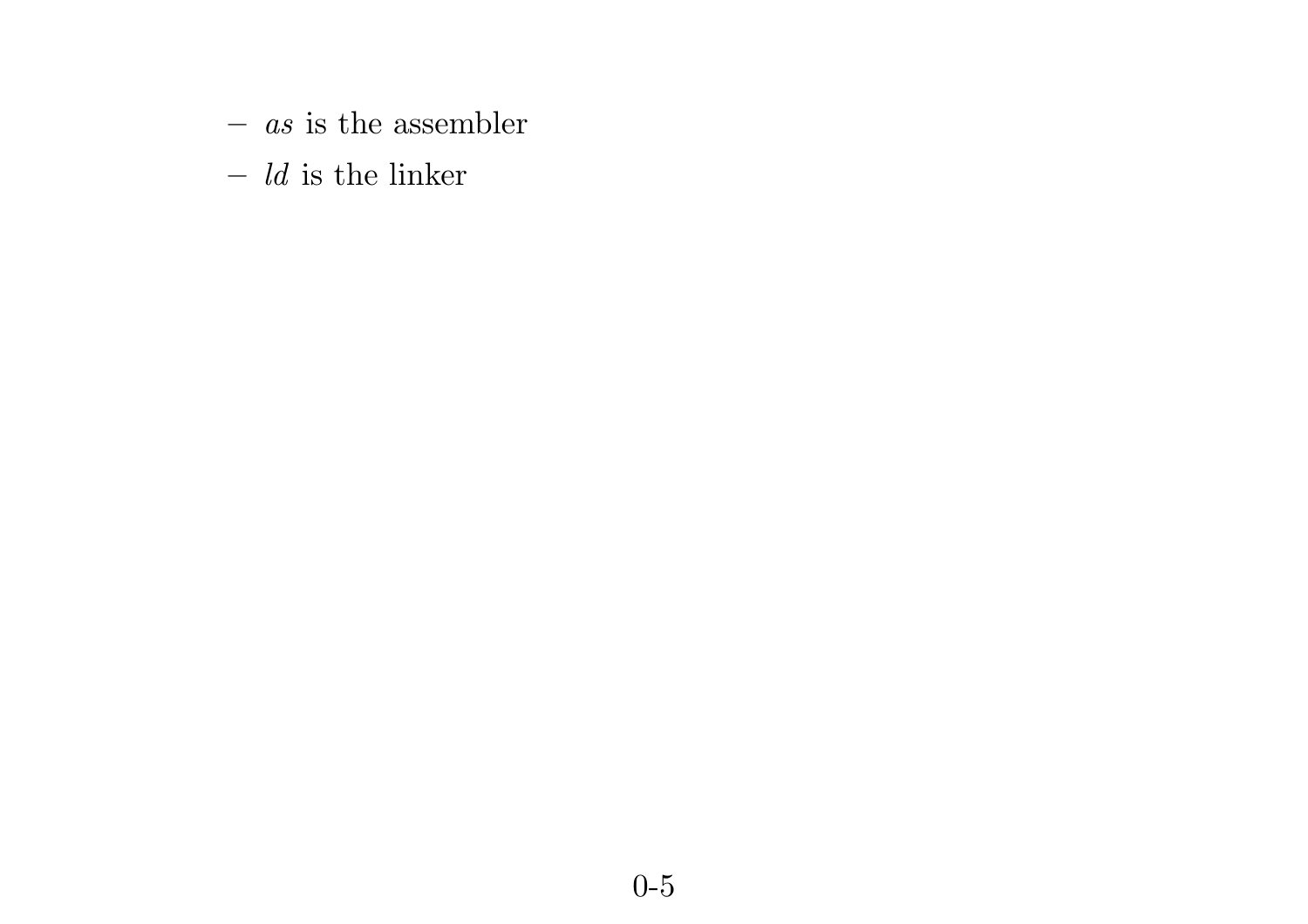- *as* is the assembler
- *ld* is the linker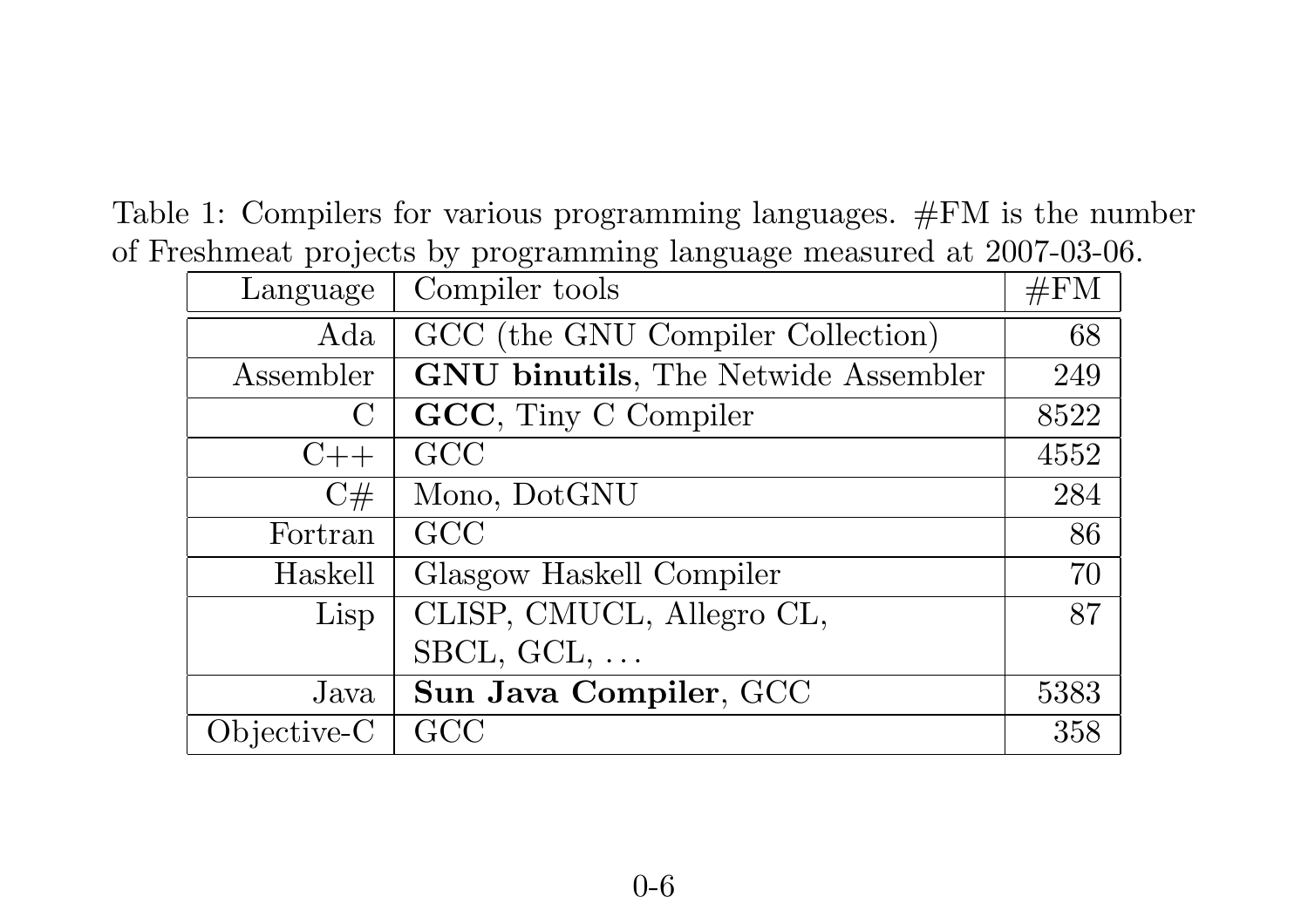Table 1: Compilers for various programming languages. #FM is the number of Freshmeat projects by programming language measured at 2007-03-06.

| Language | Compiler tools | #FM |
|---|---|---|
| Ada | GCC (the GNU Compiler Collection) | 68 |
| Assembler | **GNU binutils**, The Netwide Assembler | 249 |
| C | **GCC**, Tiny C Compiler | 8522 |
| C++ | GCC | 4552 |
| C# | Mono, DotGNU | 284 |
| Fortran | GCC | 86 |
| Haskell | Glasgow Haskell Compiler | 70 |
| Lisp | CLISP, CMUCL, Allegro CL, SBCL, GCL, ... | 87 |
| Java | **Sun Java Compiler**, GCC | 5383 |
| Objective-C | GCC | 358 |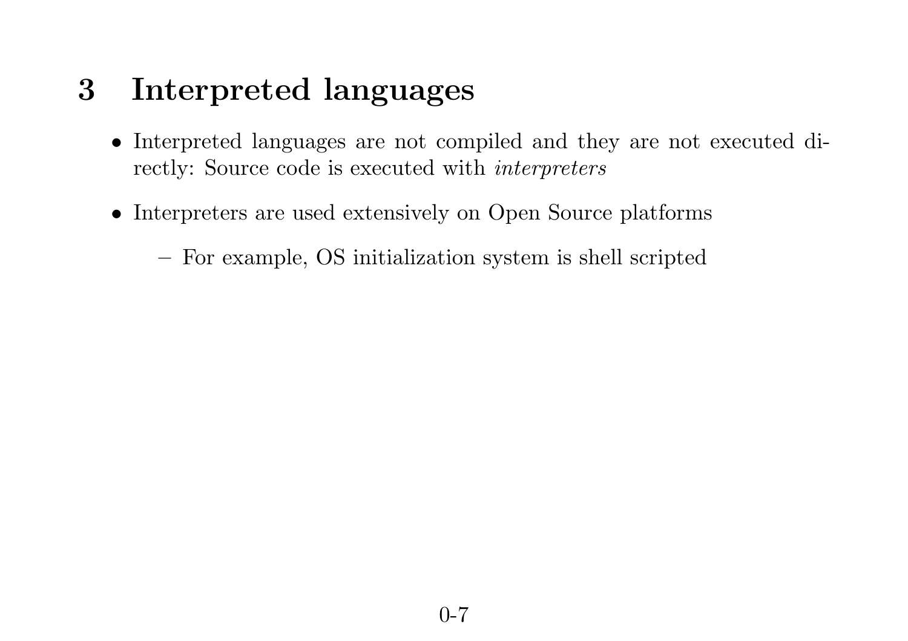# 3 Interpreted languages

- Interpreted languages are not compiled and they are not executed directly: Source code is executed with *interpreters*
- Interpreters are used extensively on Open Source platforms
  - For example, OS initialization system is shell scripted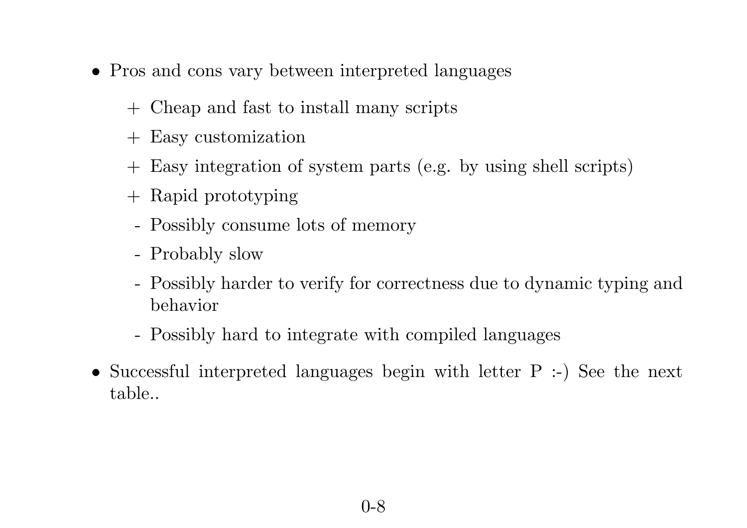- Pros and cons vary between interpreted languages
  - + Cheap and fast to install many scripts
  - + Easy customization
  - + Easy integration of system parts (e.g. by using shell scripts)
  - + Rapid prototyping
  - - Possibly consume lots of memory
  - - Probably slow
  - - Possibly harder to verify for correctness due to dynamic typing and behavior
  - - Possibly hard to integrate with compiled languages
- Successful interpreted languages begin with letter P :-) See the next table..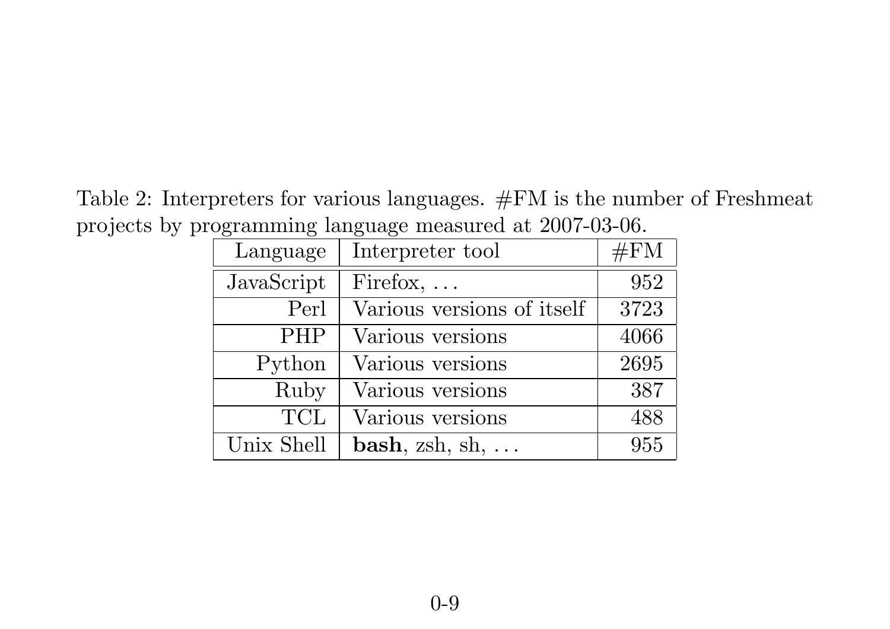Table 2: Interpreters for various languages. #FM is the number of Freshmeat projects by programming language measured at 2007-03-06.

| Language | Interpreter tool | #FM |
|---:|---|---:|
| JavaScript | Firefox, ... | 952 |
| Perl | Various versions of itself | 3723 |
| PHP | Various versions | 4066 |
| Python | Various versions | 2695 |
| Ruby | Various versions | 387 |
| TCL | Various versions | 488 |
| Unix Shell | **bash**, zsh, sh, ... | 955 |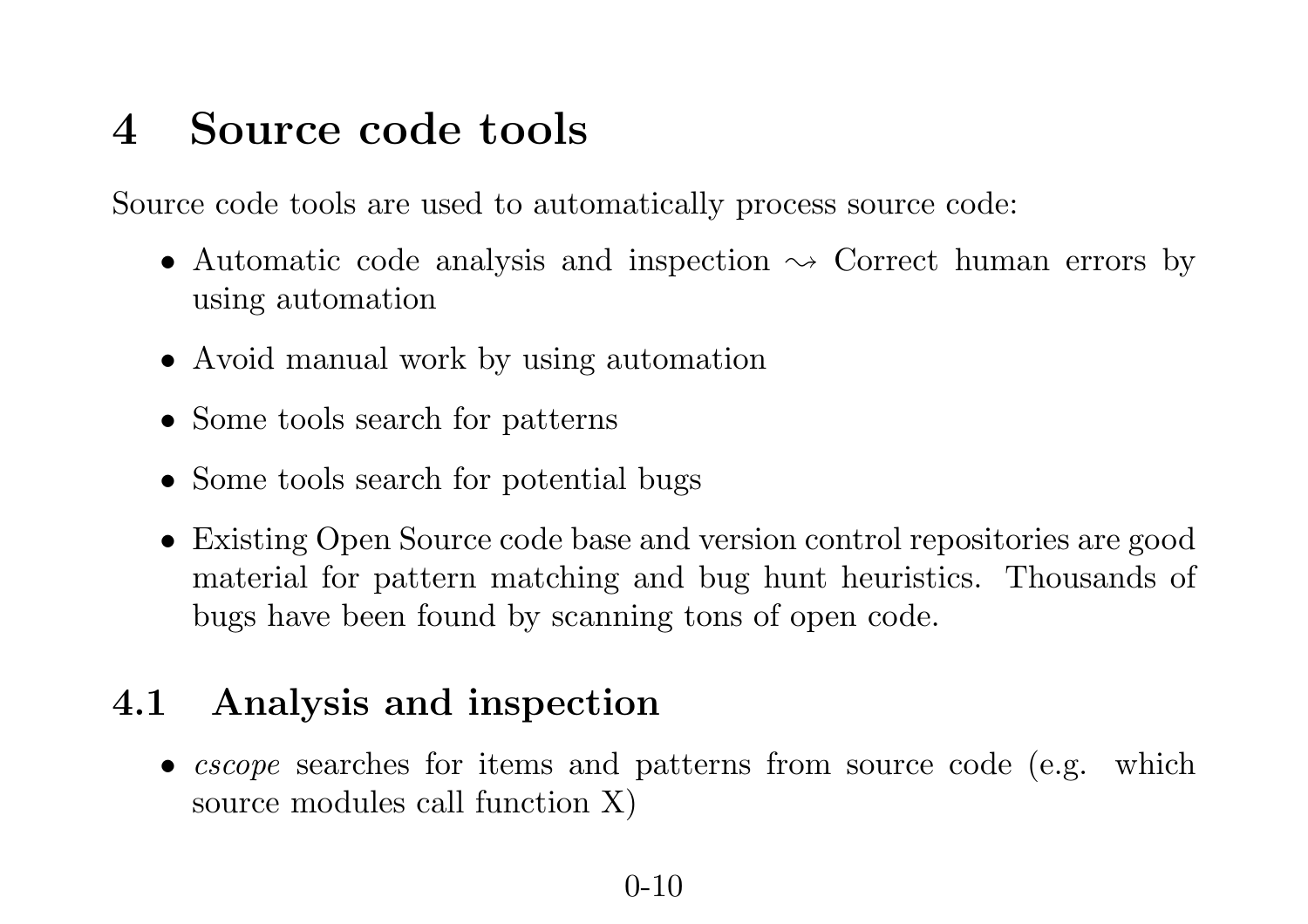# 4 Source code tools

Source code tools are used to automatically process source code:

- Automatic code analysis and inspection $\rightsquigarrow$ Correct human errors by using automation
- Avoid manual work by using automation
- Some tools search for patterns
- Some tools search for potential bugs
- Existing Open Source code base and version control repositories are good material for pattern matching and bug hunt heuristics. Thousands of bugs have been found by scanning tons of open code.

## 4.1 Analysis and inspection

- *cscope* searches for items and patterns from source code (e.g. which source modules call function X)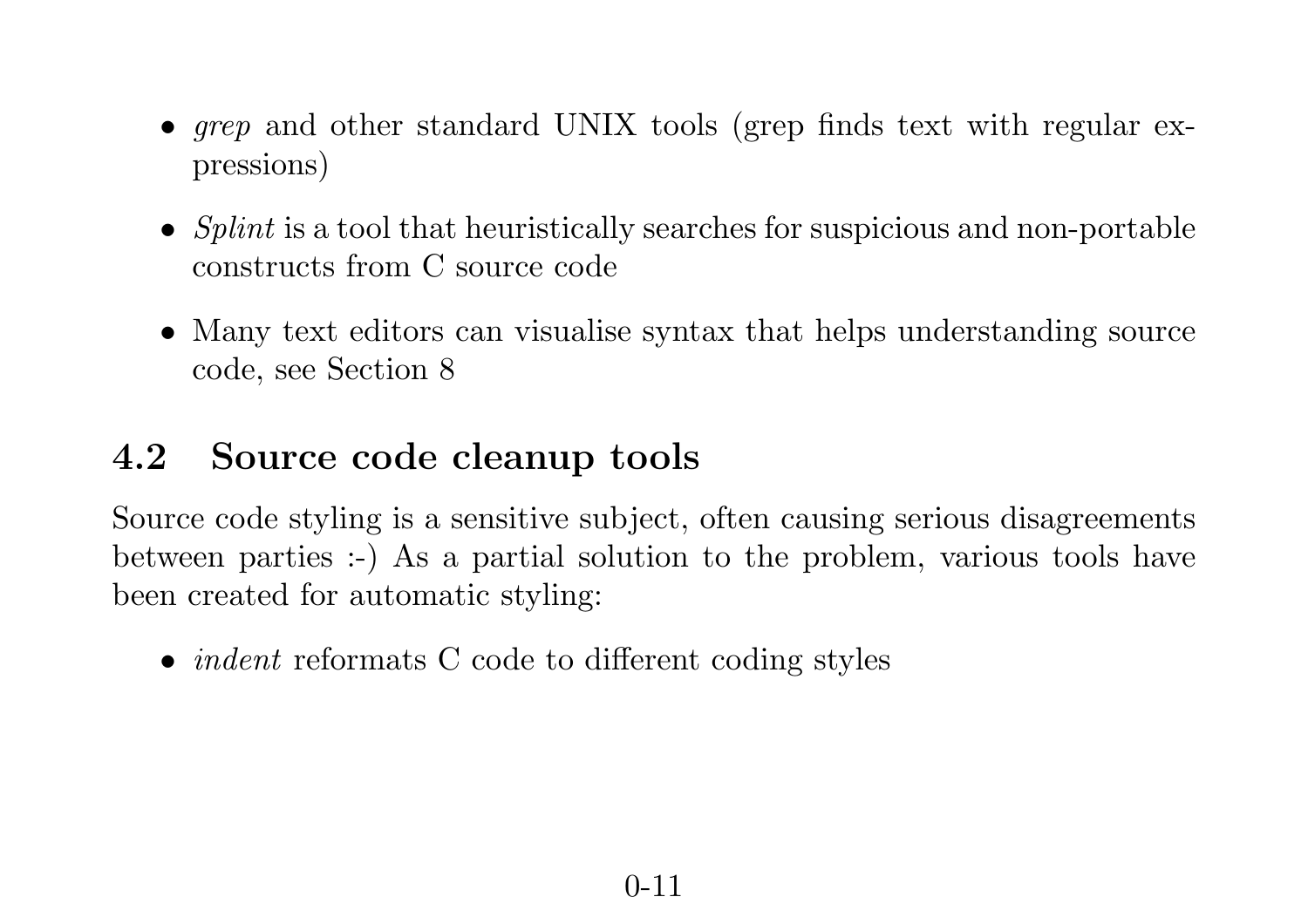- *grep* and other standard UNIX tools (grep finds text with regular expressions)

- *Splint* is a tool that heuristically searches for suspicious and non-portable constructs from C source code

- Many text editors can visualise syntax that helps understanding source code, see Section 8

## 4.2 Source code cleanup tools

Source code styling is a sensitive subject, often causing serious disagreements between parties :-) As a partial solution to the problem, various tools have been created for automatic styling:

- *indent* reformats C code to different coding styles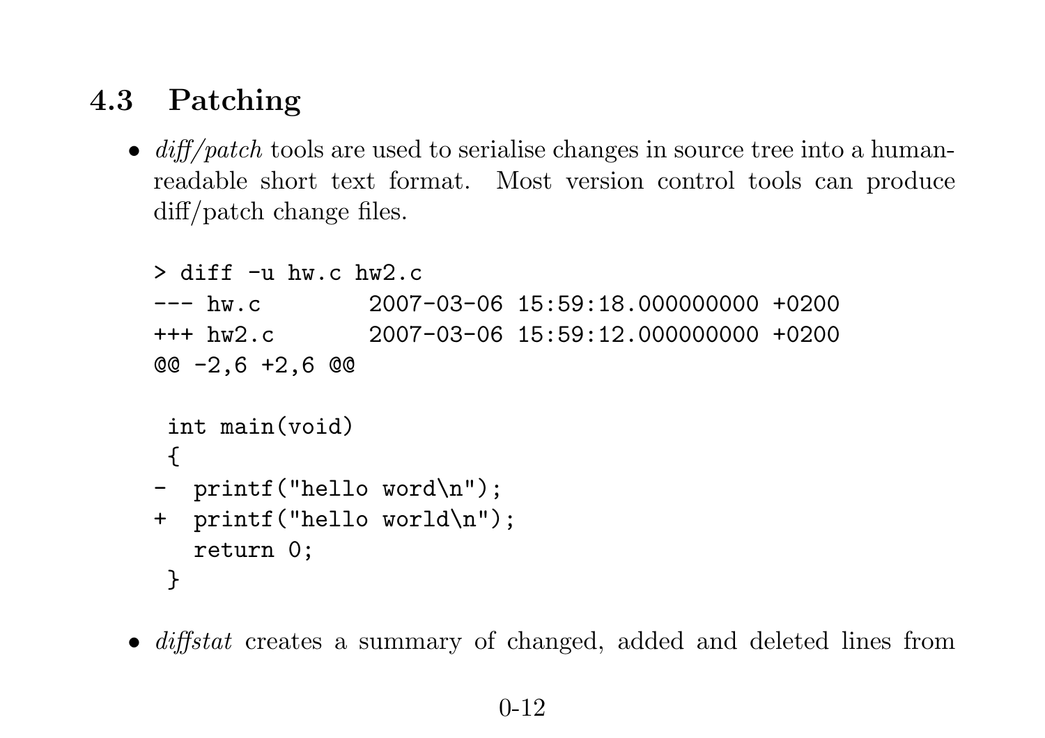## 4.3 Patching

- *diff/patch* tools are used to serialise changes in source tree into a human-readable short text format. Most version control tools can produce diff/patch change files.

```
> diff -u hw.c hw2.c
--- hw.c        2007-03-06 15:59:18.000000000 +0200
+++ hw2.c       2007-03-06 15:59:12.000000000 +0200
@@ -2,6 +2,6 @@

 int main(void)
 {
-  printf("hello word\n");
+  printf("hello world\n");
   return 0;
 }
```

- *diffstat* creates a summary of changed, added and deleted lines from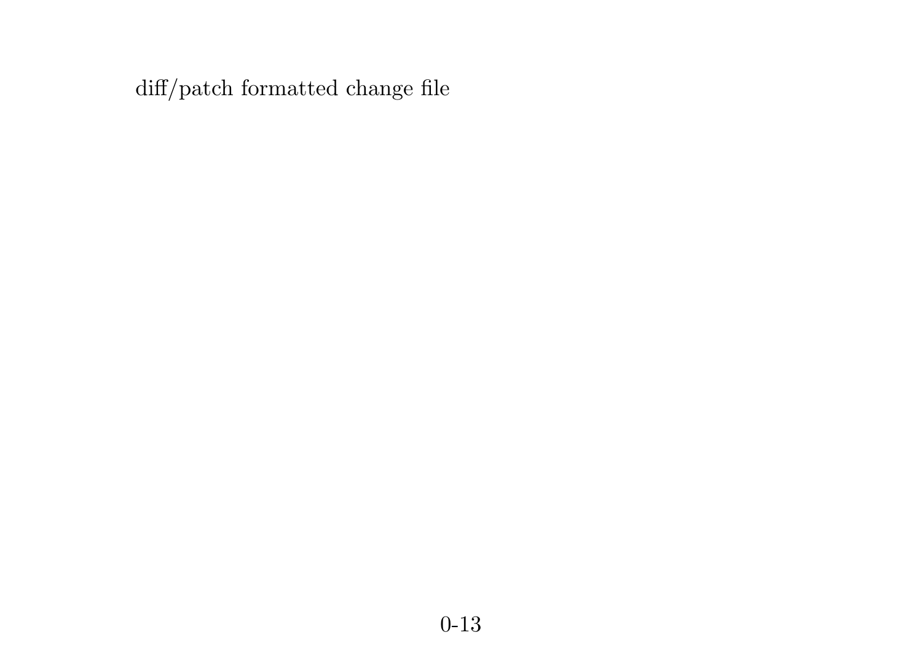diff/patch formatted change file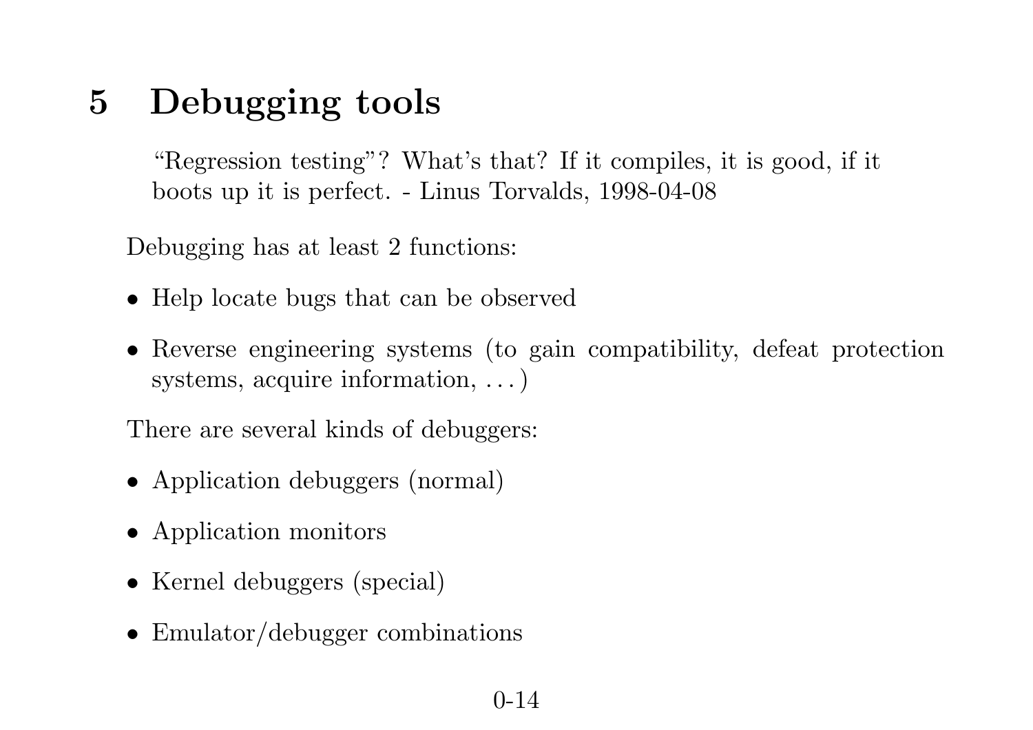# 5 Debugging tools

> "Regression testing"? What's that? If it compiles, it is good, if it boots up it is perfect. - Linus Torvalds, 1998-04-08

Debugging has at least 2 functions:

- Help locate bugs that can be observed
- Reverse engineering systems (to gain compatibility, defeat protection systems, acquire information, . . . )

There are several kinds of debuggers:

- Application debuggers (normal)
- Application monitors
- Kernel debuggers (special)
- Emulator/debugger combinations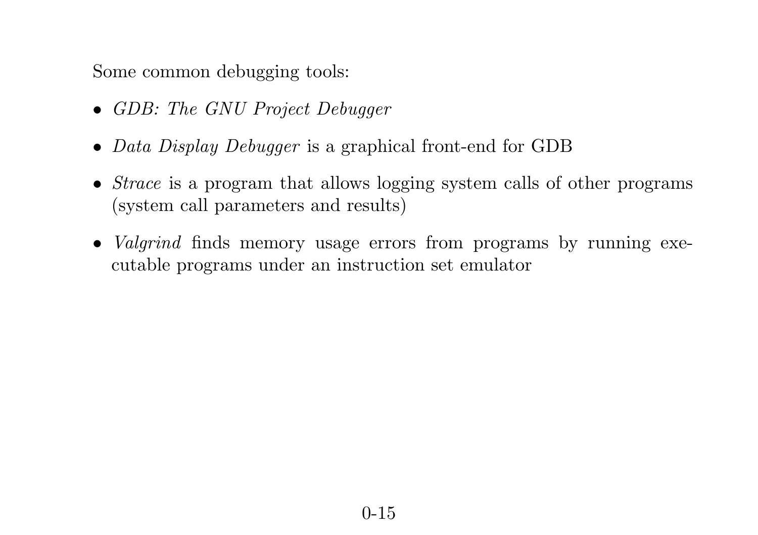Some common debugging tools:

- *GDB: The GNU Project Debugger*
- *Data Display Debugger* is a graphical front-end for GDB
- *Strace* is a program that allows logging system calls of other programs (system call parameters and results)
- *Valgrind* finds memory usage errors from programs by running executable programs under an instruction set emulator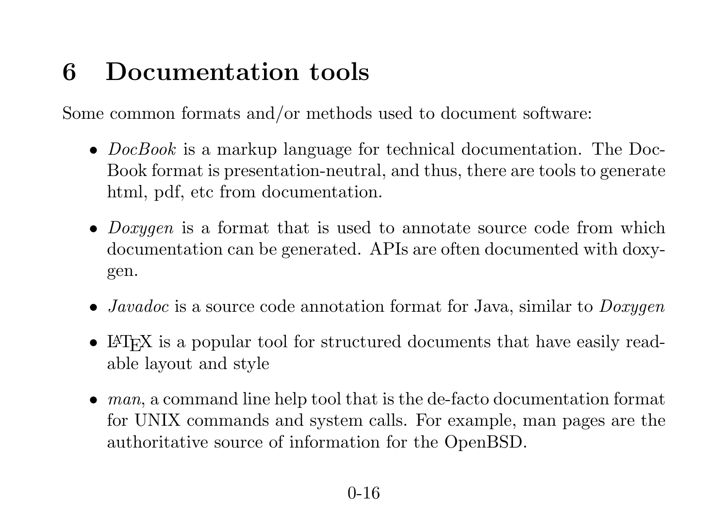# 6 Documentation tools

Some common formats and/or methods used to document software:

- *DocBook* is a markup language for technical documentation. The DocBook format is presentation-neutral, and thus, there are tools to generate html, pdf, etc from documentation.

- *Doxygen* is a format that is used to annotate source code from which documentation can be generated. APIs are often documented with doxygen.

- *Javadoc* is a source code annotation format for Java, similar to *Doxygen*

- LaTeX is a popular tool for structured documents that have easily readable layout and style

- *man*, a command line help tool that is the de-facto documentation format for UNIX commands and system calls. For example, man pages are the authoritative source of information for the OpenBSD.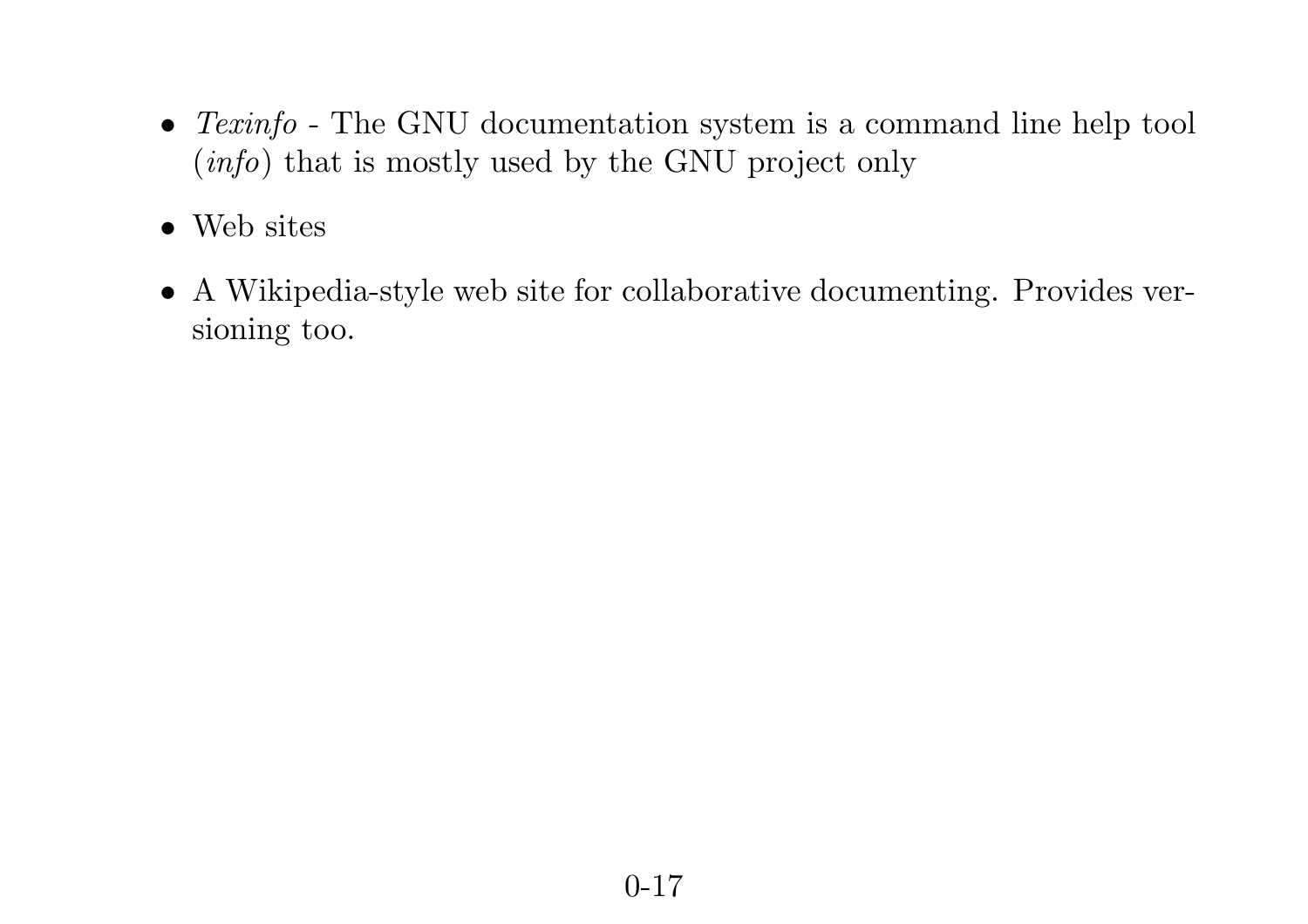- *Texinfo* - The GNU documentation system is a command line help tool (*info*) that is mostly used by the GNU project only
- Web sites
- A Wikipedia-style web site for collaborative documenting. Provides versioning too.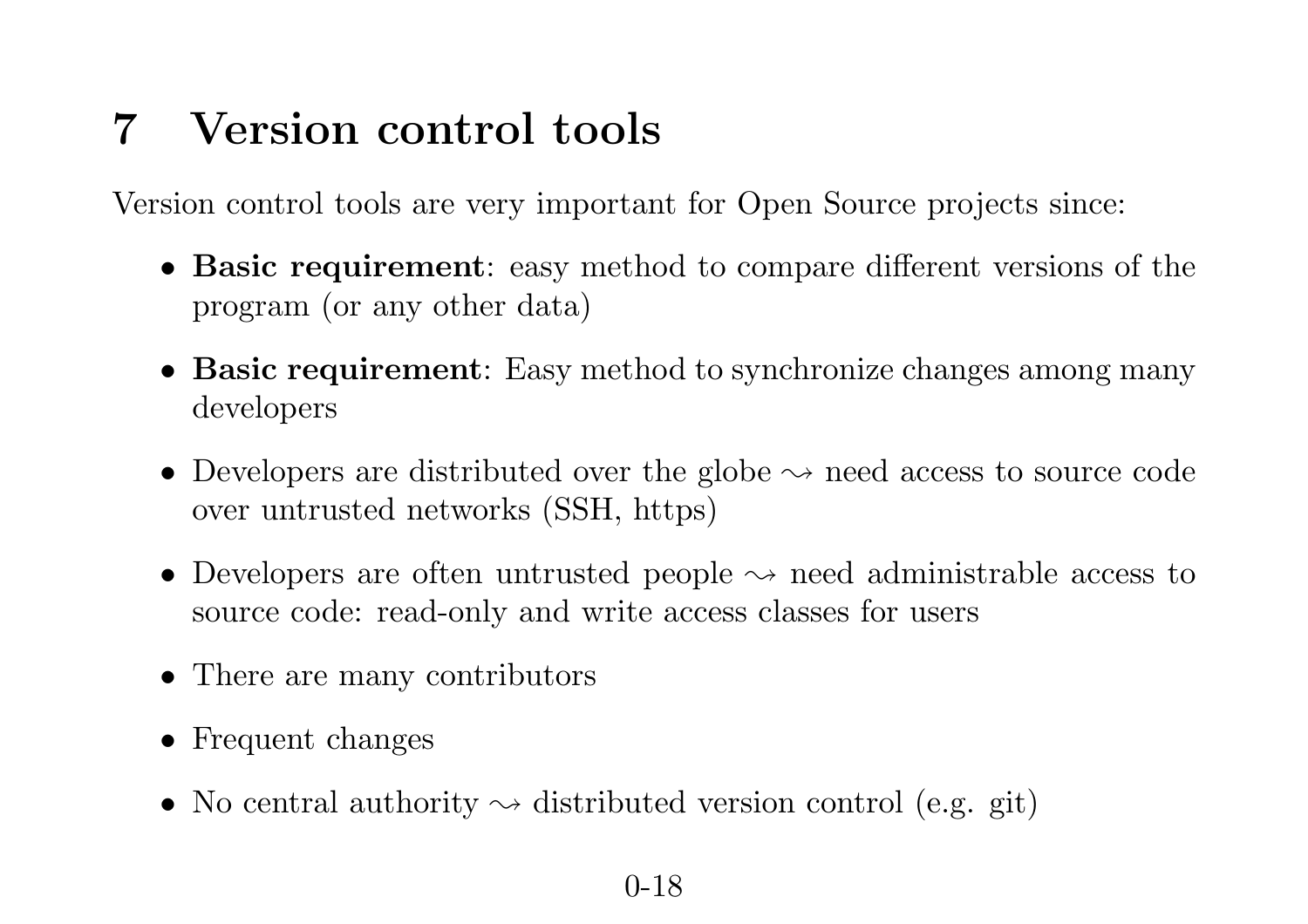# 7 Version control tools

Version control tools are very important for Open Source projects since:

- **Basic requirement**: easy method to compare different versions of the program (or any other data)
- **Basic requirement**: Easy method to synchronize changes among many developers
- Developers are distributed over the globe $\rightsquigarrow$ need access to source code over untrusted networks (SSH, https)
- Developers are often untrusted people $\rightsquigarrow$ need administrable access to source code: read-only and write access classes for users
- There are many contributors
- Frequent changes
- No central authority $\rightsquigarrow$ distributed version control (e.g. git)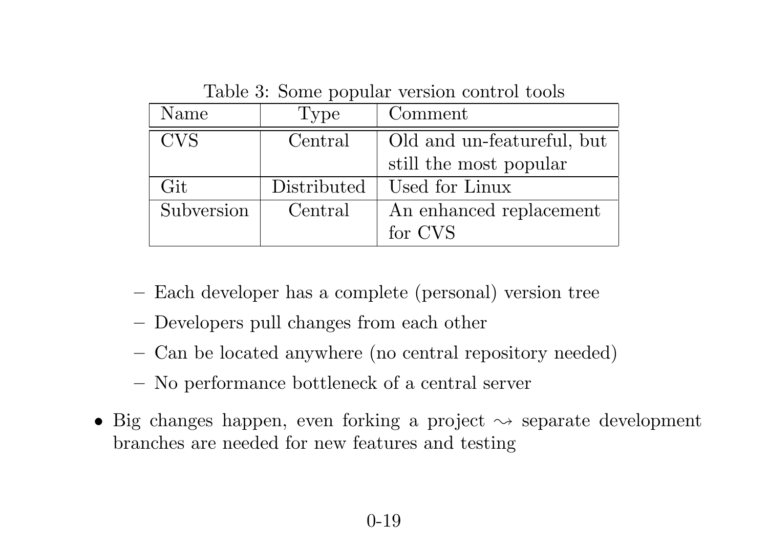Table 3: Some popular version control tools

| Name | Type | Comment |
|---|---|---|
| CVS | Central | Old and un-featureful, but still the most popular |
| Git | Distributed | Used for Linux |
| Subversion | Central | An enhanced replacement for CVS |

  - Each developer has a complete (personal) version tree
  - Developers pull changes from each other
  - Can be located anywhere (no central repository needed)
  - No performance bottleneck of a central server

- Big changes happen, even forking a project $\rightsquigarrow$ separate development branches are needed for new features and testing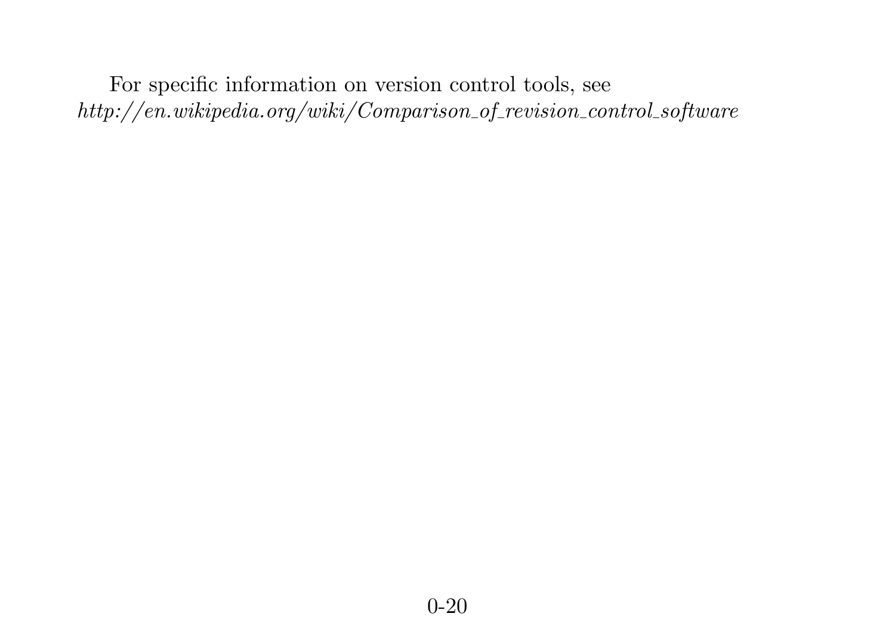For specific information on version control tools, see
*http://en.wikipedia.org/wiki/Comparison_of_revision_control_software*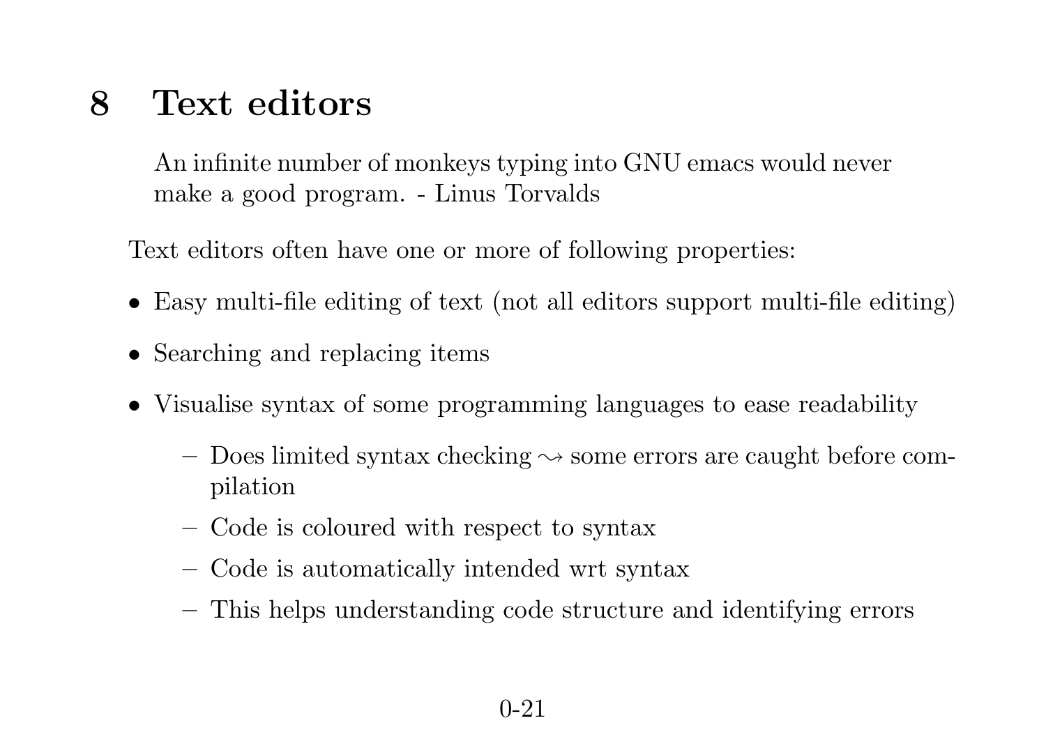# 8 Text editors

> An infinite number of monkeys typing into GNU emacs would never make a good program. - Linus Torvalds

Text editors often have one or more of following properties:

- Easy multi-file editing of text (not all editors support multi-file editing)
- Searching and replacing items
- Visualise syntax of some programming languages to ease readability
  - Does limited syntax checking $\rightsquigarrow$ some errors are caught before compilation
  - Code is coloured with respect to syntax
  - Code is automatically intended wrt syntax
  - This helps understanding code structure and identifying errors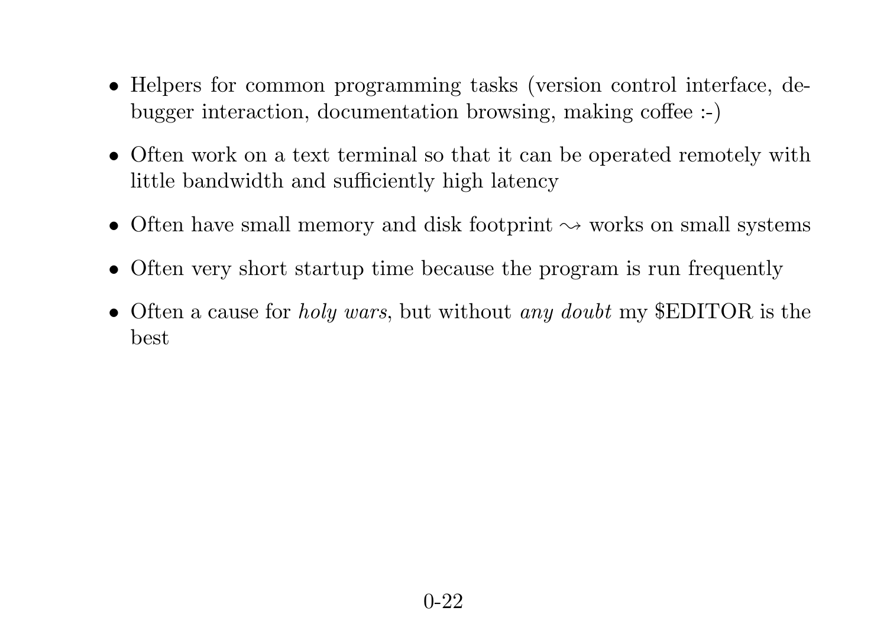- Helpers for common programming tasks (version control interface, debugger interaction, documentation browsing, making coffee :-)
- Often work on a text terminal so that it can be operated remotely with little bandwidth and sufficiently high latency
- Often have small memory and disk footprint $\rightsquigarrow$ works on small systems
- Often very short startup time because the program is run frequently
- Often a cause for *holy wars*, but without *any doubt* my $EDITOR is the best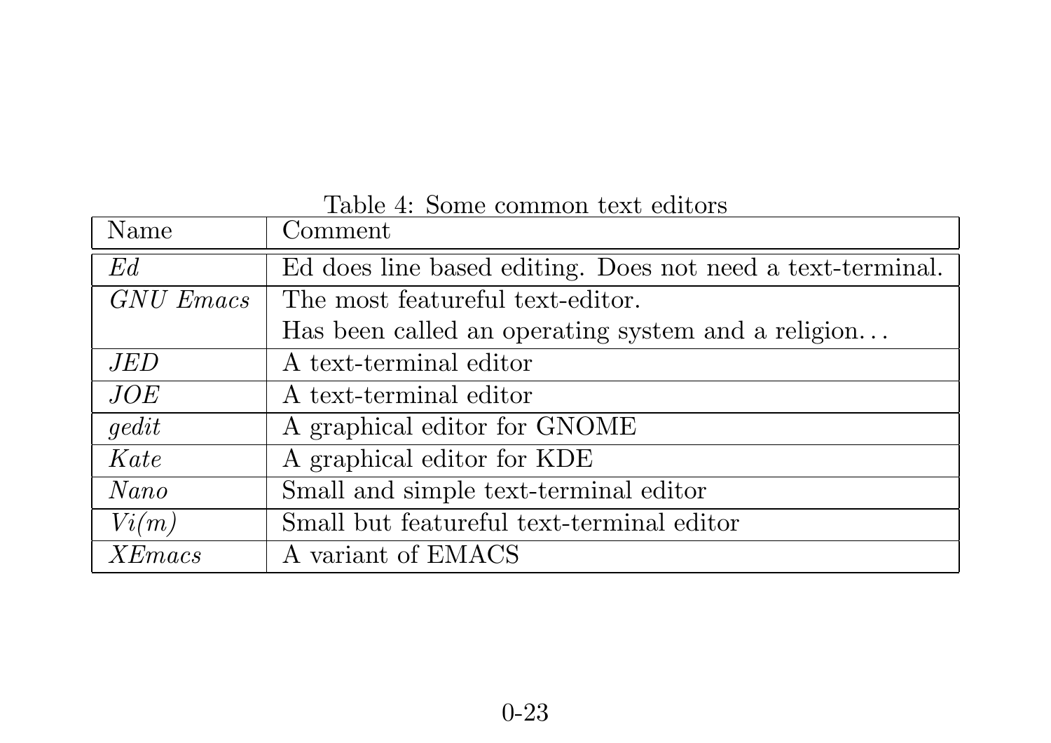Table 4: Some common text editors

| Name | Comment |
| --- | --- |
| *Ed* | Ed does line based editing. Does not need a text-terminal. |
| *GNU Emacs* | The most featureful text-editor. Has been called an operating system and a religion… |
| *JED* | A text-terminal editor |
| *JOE* | A text-terminal editor |
| *gedit* | A graphical editor for GNOME |
| *Kate* | A graphical editor for KDE |
| *Nano* | Small and simple text-terminal editor |
| *Vi(m)* | Small but featureful text-terminal editor |
| *XEmacs* | A variant of EMACS |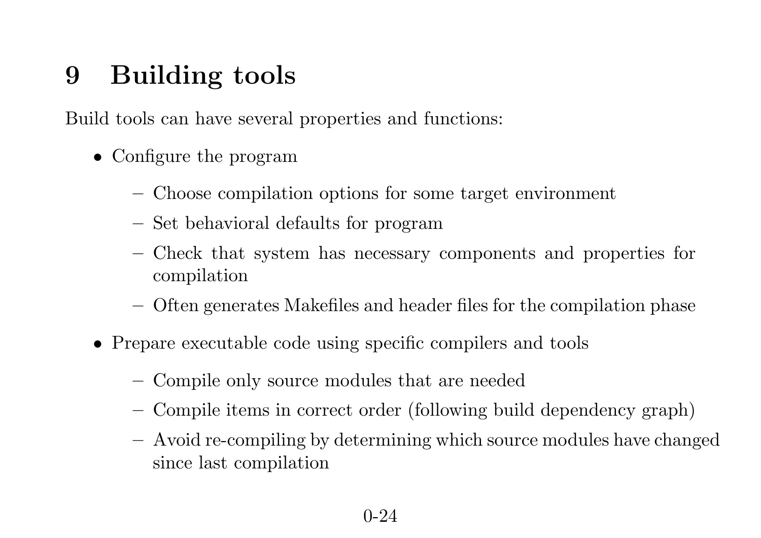# 9 Building tools

Build tools can have several properties and functions:

- Configure the program
  - Choose compilation options for some target environment
  - Set behavioral defaults for program
  - Check that system has necessary components and properties for compilation
  - Often generates Makefiles and header files for the compilation phase
- Prepare executable code using specific compilers and tools
  - Compile only source modules that are needed
  - Compile items in correct order (following build dependency graph)
  - Avoid re-compiling by determining which source modules have changed since last compilation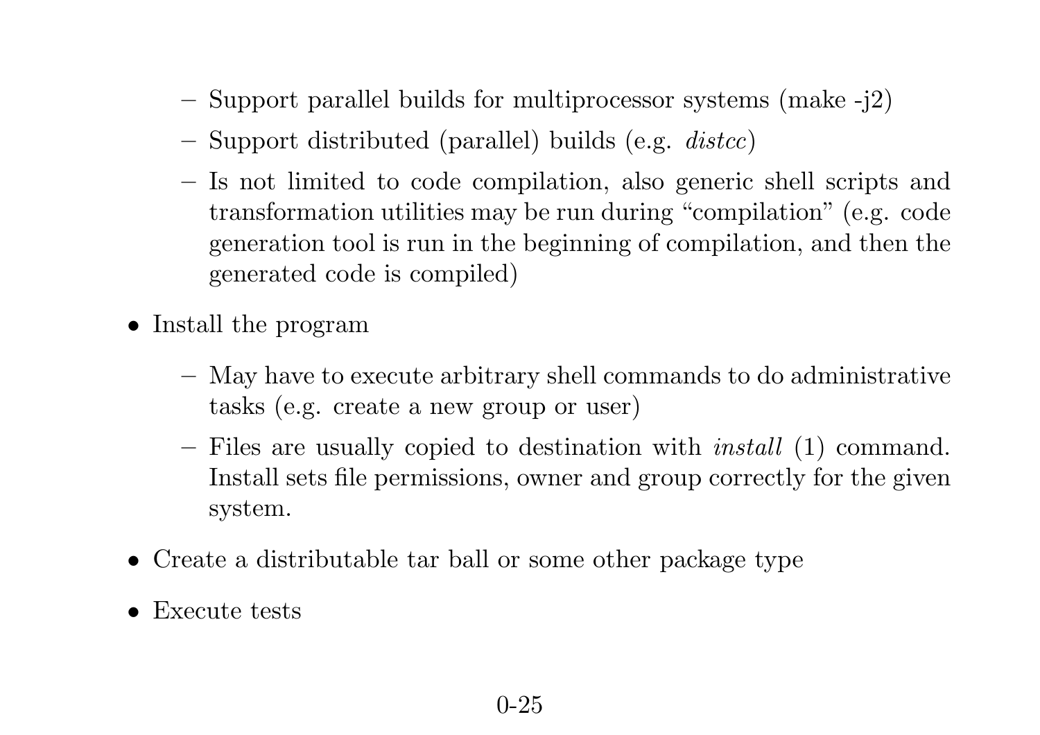- Support parallel builds for multiprocessor systems (make -j2)
  - Support distributed (parallel) builds (e.g. *distcc*)
  - Is not limited to code compilation, also generic shell scripts and transformation utilities may be run during "compilation" (e.g. code generation tool is run in the beginning of compilation, and then the generated code is compiled)

- Install the program
  - May have to execute arbitrary shell commands to do administrative tasks (e.g. create a new group or user)
  - Files are usually copied to destination with *install* (1) command. Install sets file permissions, owner and group correctly for the given system.

- Create a distributable tar ball or some other package type

- Execute tests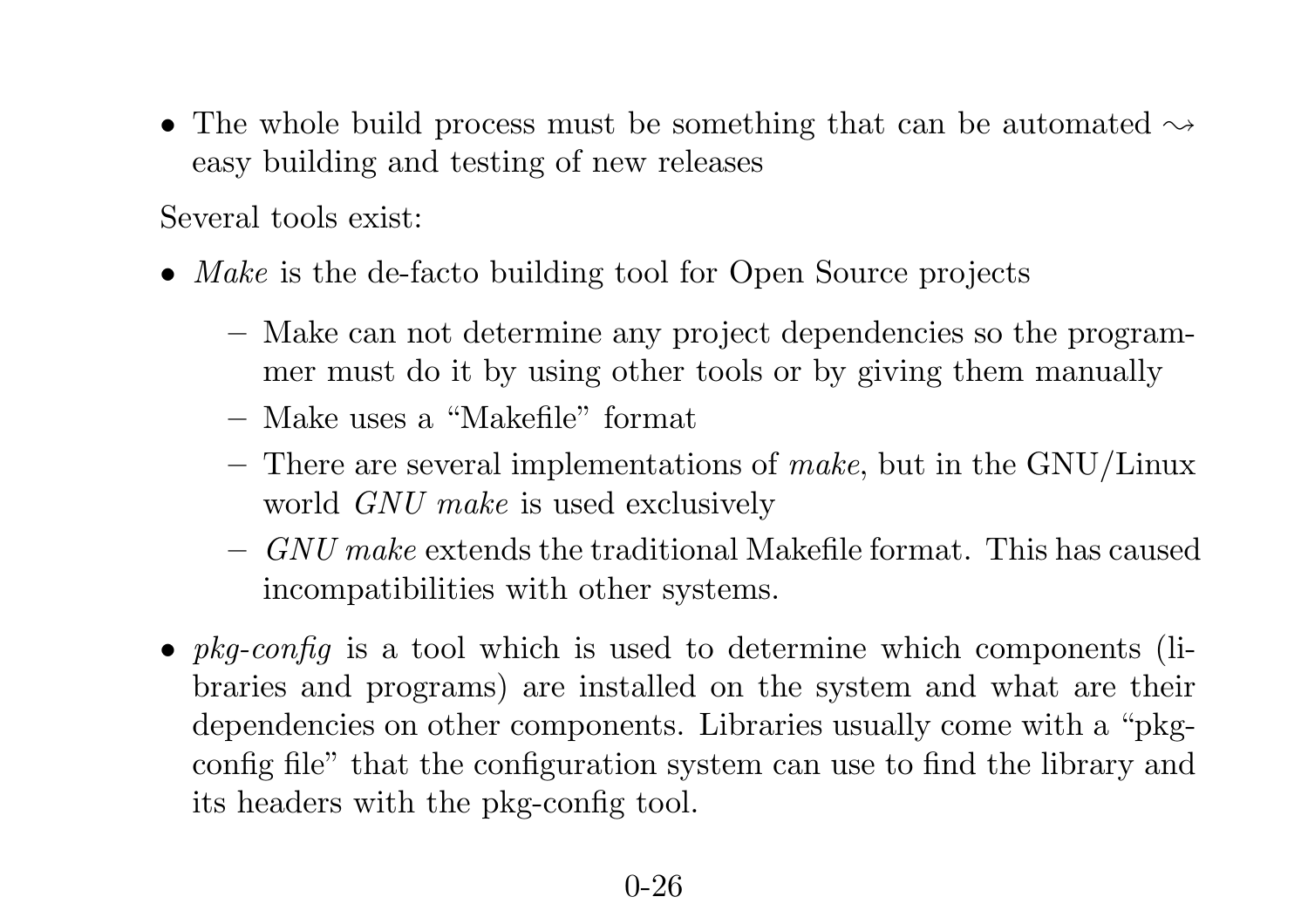- The whole build process must be something that can be automated $\rightsquigarrow$ easy building and testing of new releases

Several tools exist:

- *Make* is the de-facto building tool for Open Source projects
  - Make can not determine any project dependencies so the programmer must do it by using other tools or by giving them manually
  - Make uses a "Makefile" format
  - There are several implementations of *make*, but in the GNU/Linux world *GNU make* is used exclusively
  - *GNU make* extends the traditional Makefile format. This has caused incompatibilities with other systems.
- *pkg-config* is a tool which is used to determine which components (libraries and programs) are installed on the system and what are their dependencies on other components. Libraries usually come with a "pkg-config file" that the configuration system can use to find the library and its headers with the pkg-config tool.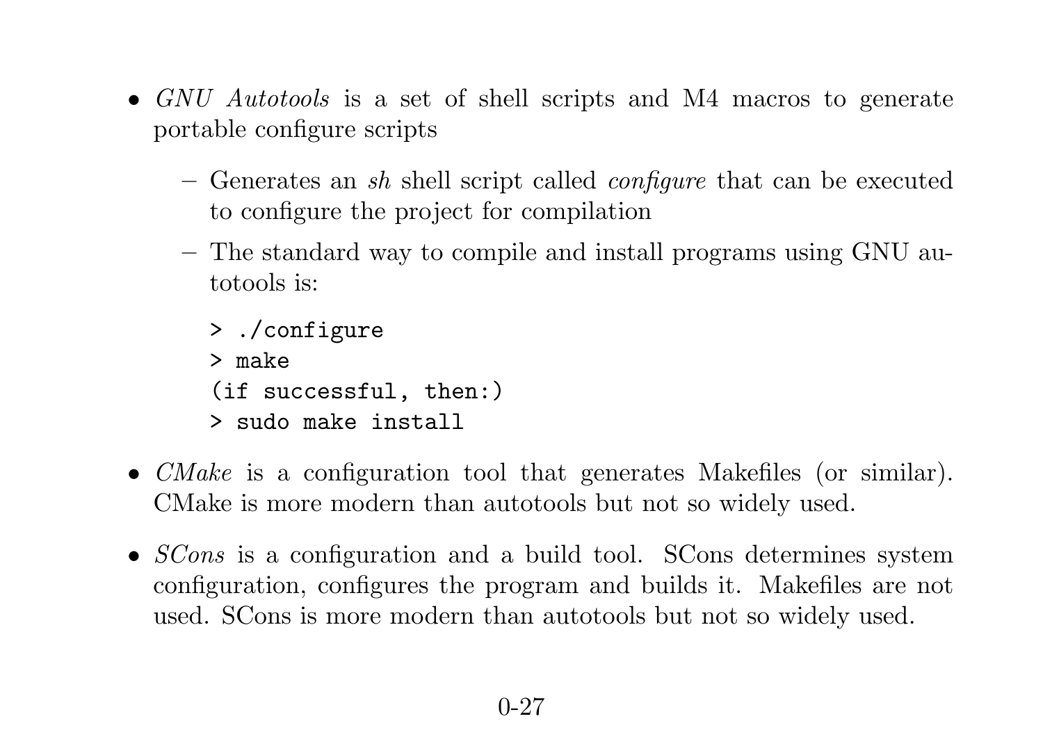- *GNU Autotools* is a set of shell scripts and M4 macros to generate portable configure scripts
  - Generates an *sh* shell script called *configure* that can be executed to configure the project for compilation
  - The standard way to compile and install programs using GNU autotools is:

    ```
    > ./configure
    > make
    (if successful, then:)
    > sudo make install
    ```

- *CMake* is a configuration tool that generates Makefiles (or similar). CMake is more modern than autotools but not so widely used.
- *SCons* is a configuration and a build tool. SCons determines system configuration, configures the program and builds it. Makefiles are not used. SCons is more modern than autotools but not so widely used.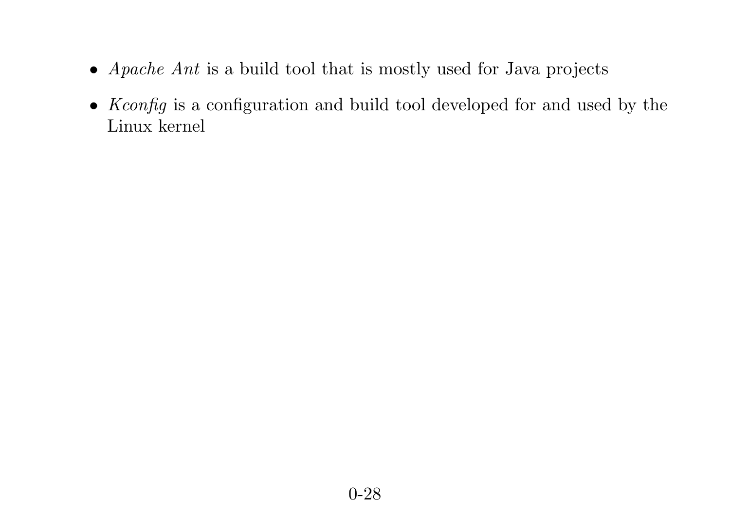- *Apache Ant* is a build tool that is mostly used for Java projects
- *Kconfig* is a configuration and build tool developed for and used by the Linux kernel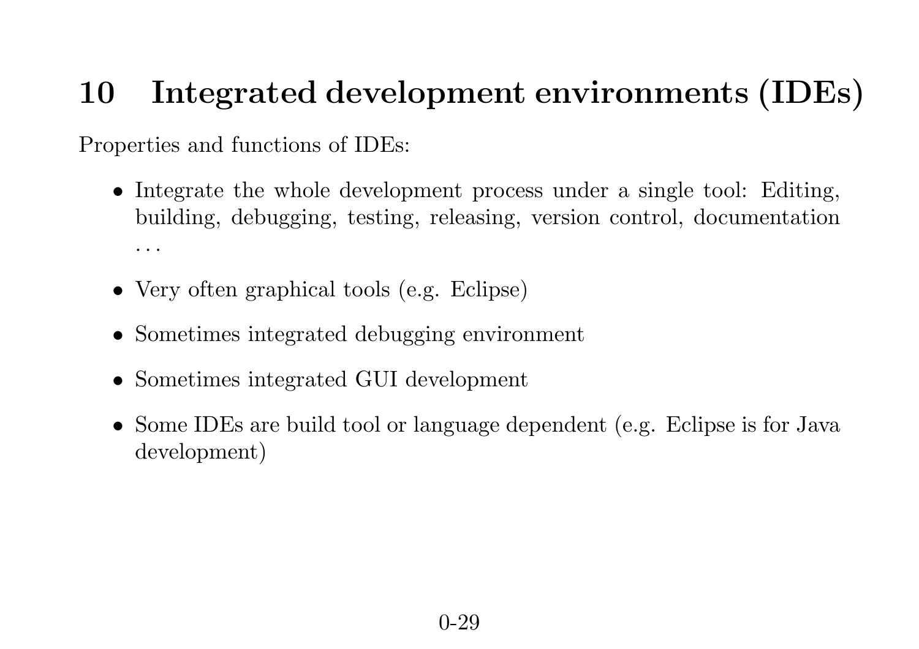# 10 Integrated development environments (IDEs)

Properties and functions of IDEs:

- Integrate the whole development process under a single tool: Editing, building, debugging, testing, releasing, version control, documentation ...
- Very often graphical tools (e.g. Eclipse)
- Sometimes integrated debugging environment
- Sometimes integrated GUI development
- Some IDEs are build tool or language dependent (e.g. Eclipse is for Java development)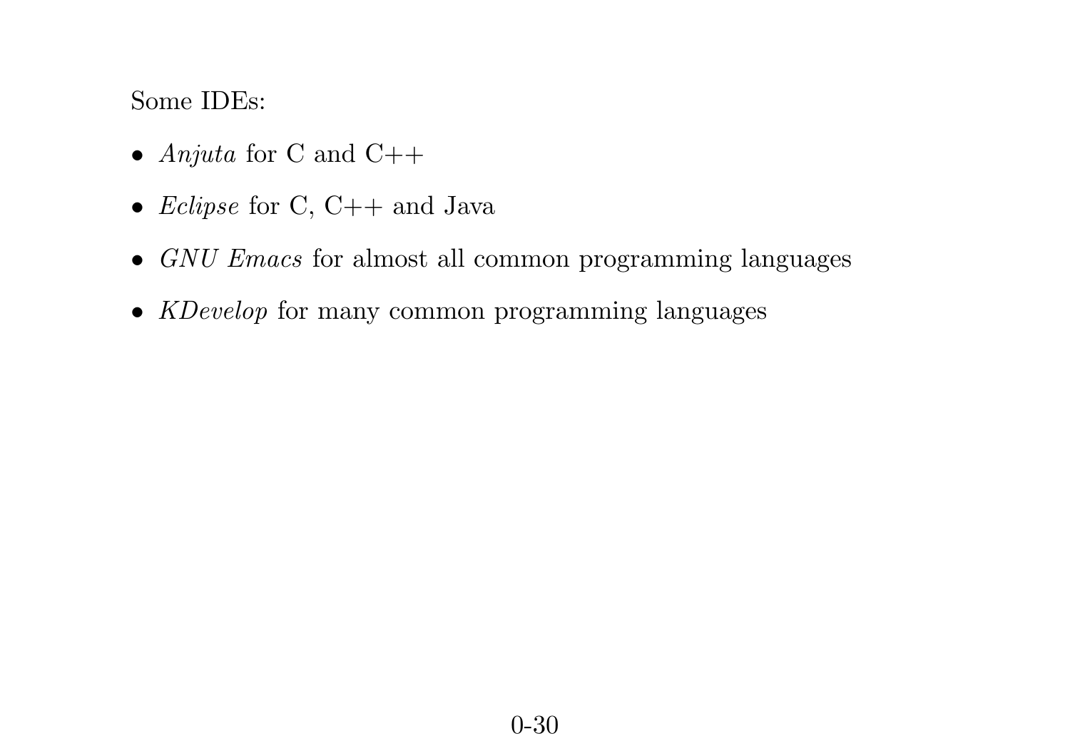Some IDEs:

- *Anjuta* for C and C++
- *Eclipse* for C, C++ and Java
- *GNU Emacs* for almost all common programming languages
- *KDevelop* for many common programming languages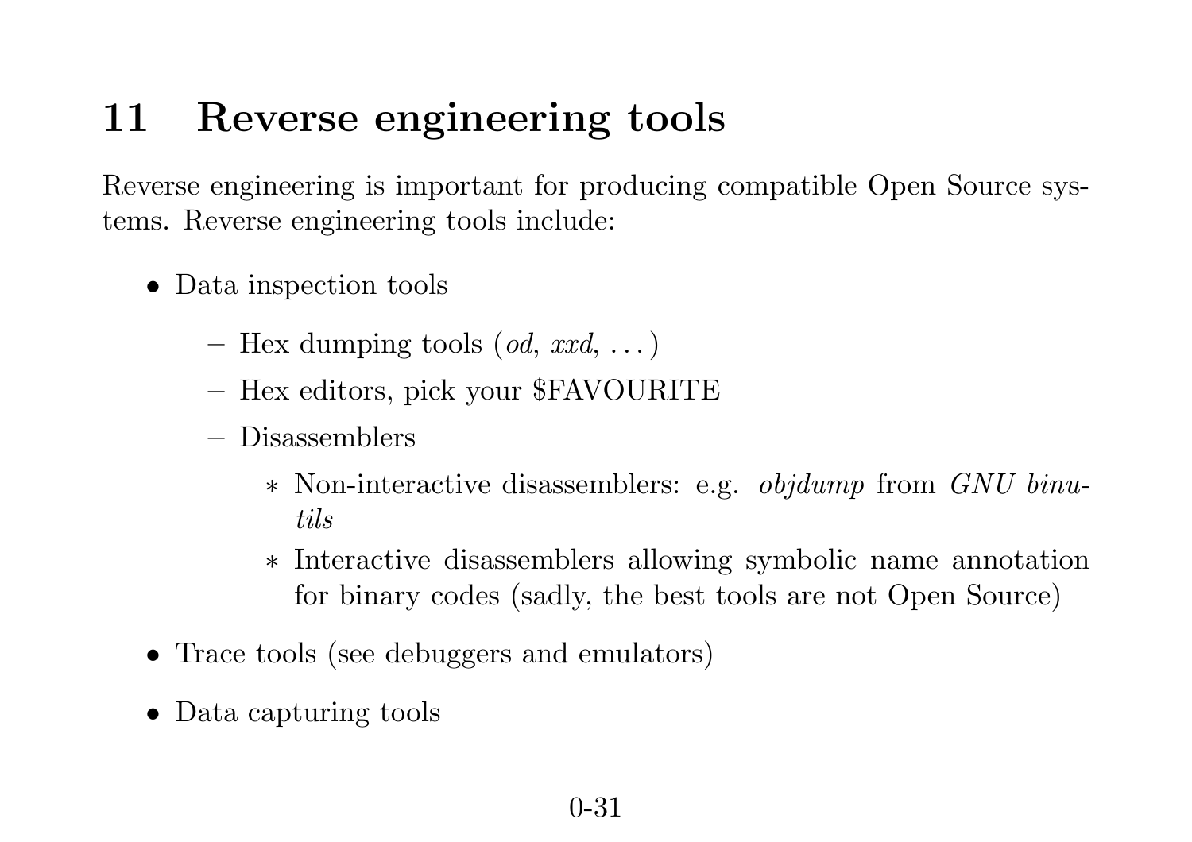# 11 Reverse engineering tools

Reverse engineering is important for producing compatible Open Source systems. Reverse engineering tools include:

- Data inspection tools
  - Hex dumping tools (*od*, *xxd*, ...)
  - Hex editors, pick your $FAVOURITE
  - Disassemblers
    - Non-interactive disassemblers: e.g. *objdump* from *GNU binutils*
    - Interactive disassemblers allowing symbolic name annotation for binary codes (sadly, the best tools are not Open Source)
- Trace tools (see debuggers and emulators)
- Data capturing tools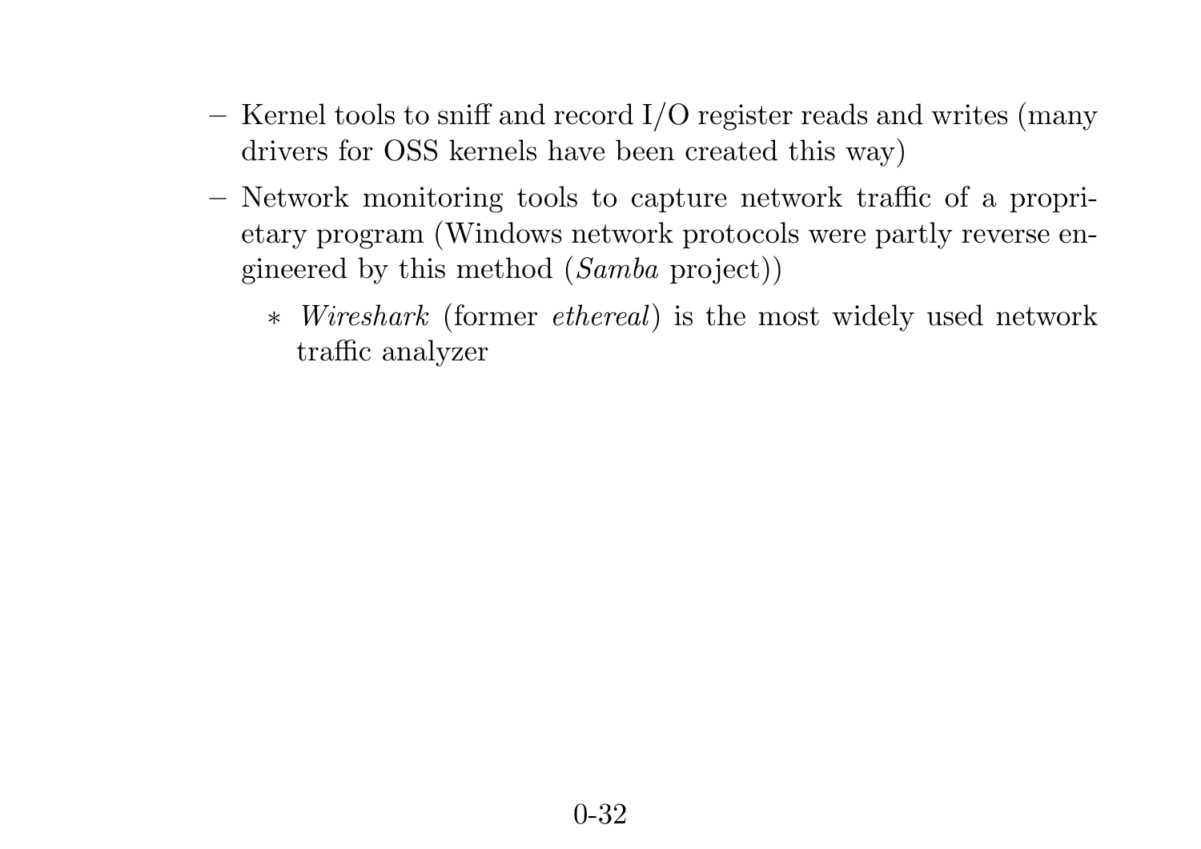- Kernel tools to sniff and record I/O register reads and writes (many drivers for OSS kernels have been created this way)
- Network monitoring tools to capture network traffic of a proprietary program (Windows network protocols were partly reverse engineered by this method (*Samba* project))
  - *Wireshark* (former *ethereal*) is the most widely used network traffic analyzer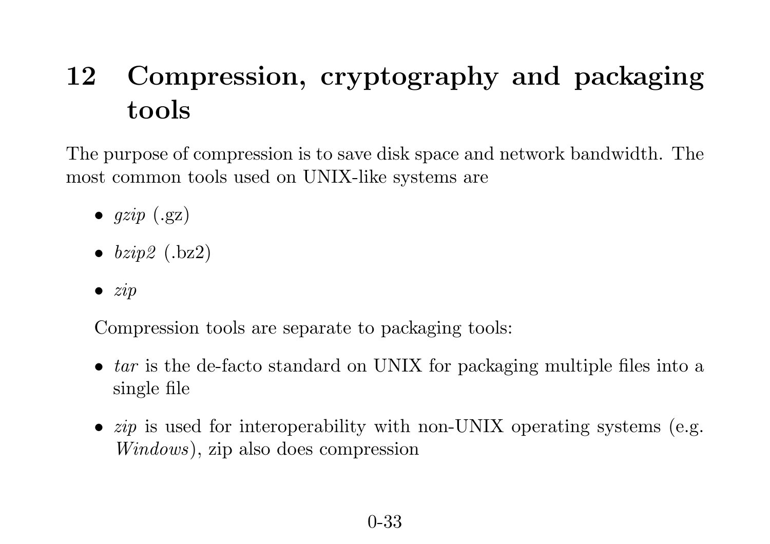# 12 Compression, cryptography and packaging tools

The purpose of compression is to save disk space and network bandwidth. The most common tools used on UNIX-like systems are

- *gzip* (.gz)
- *bzip2* (.bz2)
- *zip*

Compression tools are separate to packaging tools:

- *tar* is the de-facto standard on UNIX for packaging multiple files into a single file
- *zip* is used for interoperability with non-UNIX operating systems (e.g. *Windows*), zip also does compression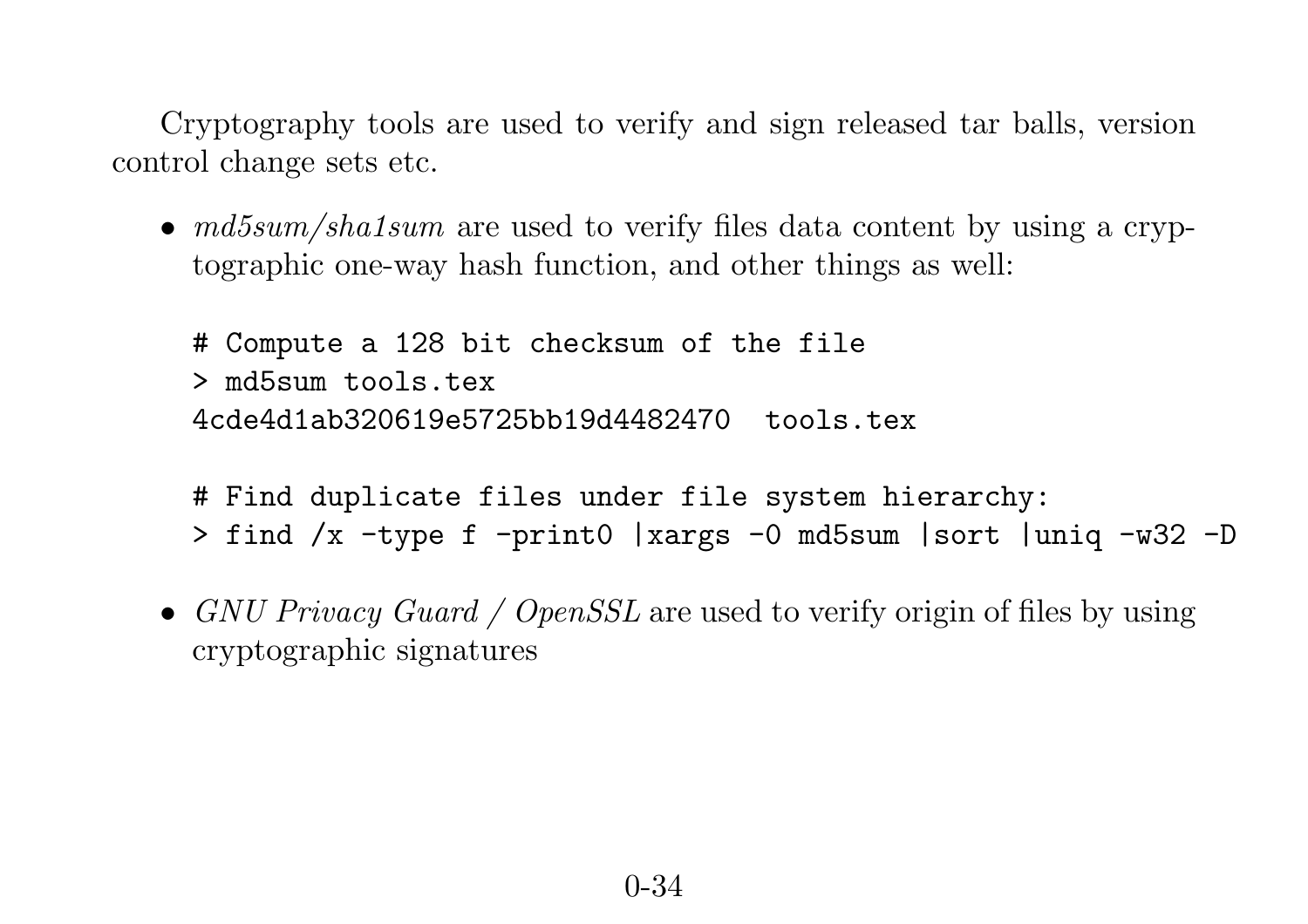Cryptography tools are used to verify and sign released tar balls, version control change sets etc.

- *md5sum/sha1sum* are used to verify files data content by using a cryptographic one-way hash function, and other things as well:

  ```
  # Compute a 128 bit checksum of the file
  > md5sum tools.tex
  4cde4d1ab320619e5725bb19d4482470  tools.tex

  # Find duplicate files under file system hierarchy:
  > find /x -type f -print0 |xargs -0 md5sum |sort |uniq -w32 -D
  ```

- *GNU Privacy Guard / OpenSSL* are used to verify origin of files by using cryptographic signatures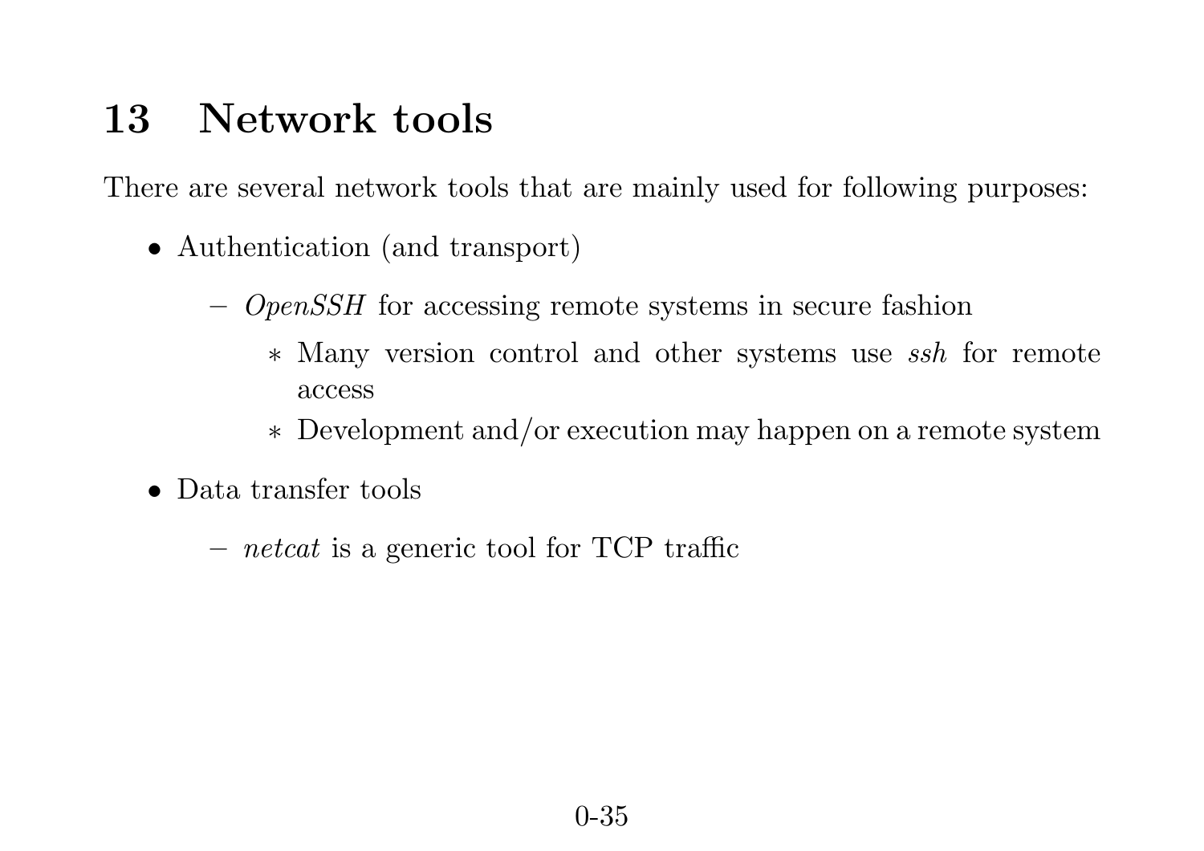# 13 Network tools

There are several network tools that are mainly used for following purposes:

- Authentication (and transport)
  - *OpenSSH* for accessing remote systems in secure fashion
    - Many version control and other systems use *ssh* for remote access
    - Development and/or execution may happen on a remote system
- Data transfer tools
  - *netcat* is a generic tool for TCP traffic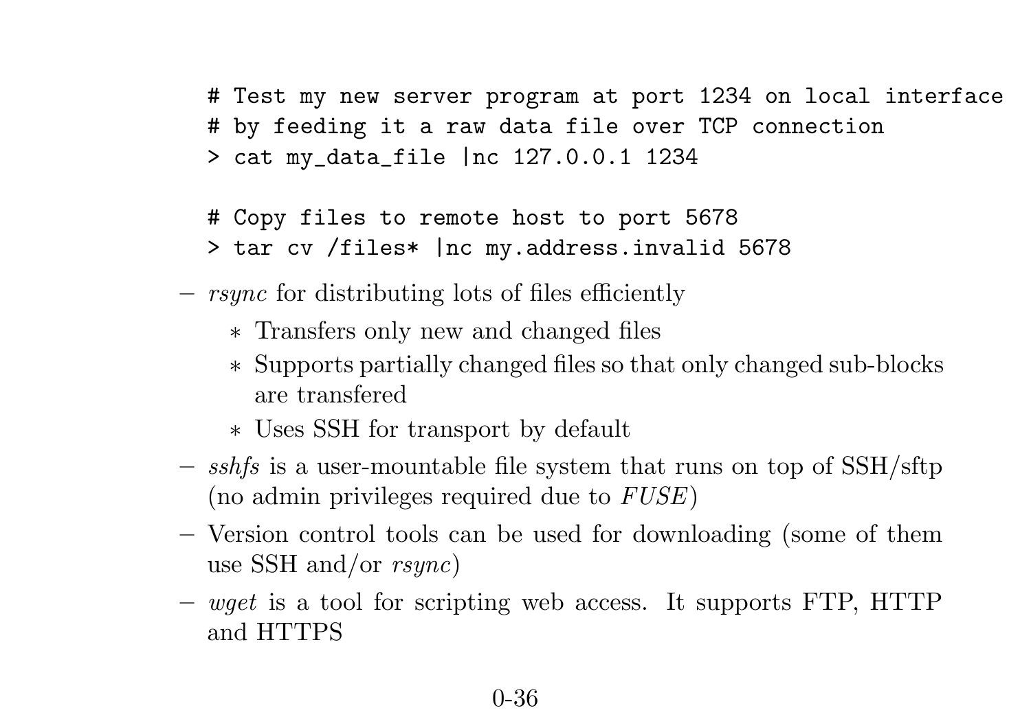```
# Test my new server program at port 1234 on local interface
# by feeding it a raw data file over TCP connection
> cat my_data_file |nc 127.0.0.1 1234

# Copy files to remote host to port 5678
> tar cv /files* |nc my.address.invalid 5678
```

- *rsync* for distributing lots of files efficiently
  - Transfers only new and changed files
  - Supports partially changed files so that only changed sub-blocks are transfered
  - Uses SSH for transport by default
- *sshfs* is a user-mountable file system that runs on top of SSH/sftp (no admin privileges required due to *FUSE*)
- Version control tools can be used for downloading (some of them use SSH and/or *rsync*)
- *wget* is a tool for scripting web access. It supports FTP, HTTP and HTTPS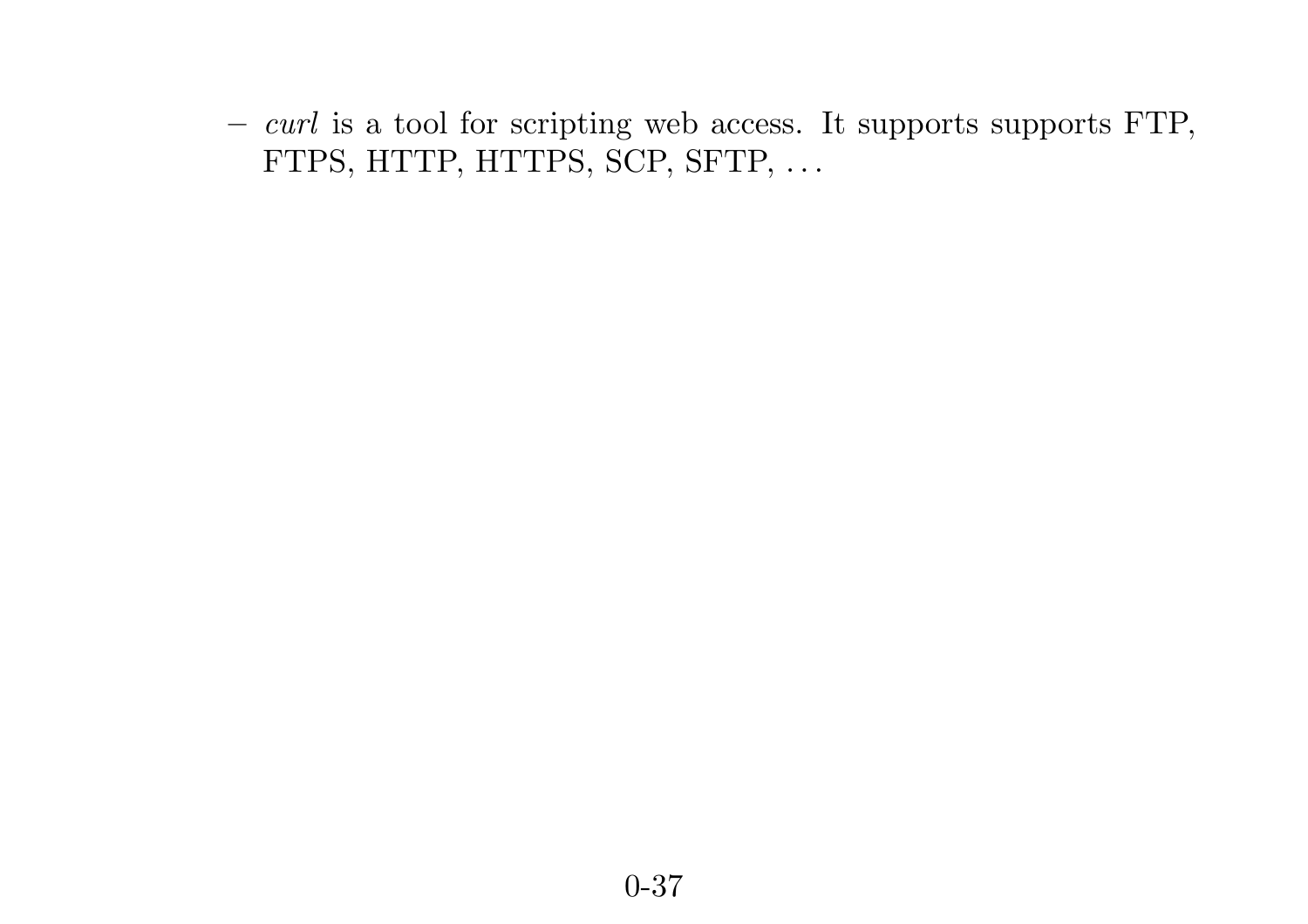- *curl* is a tool for scripting web access. It supports supports FTP, FTPS, HTTP, HTTPS, SCP, SFTP, . . .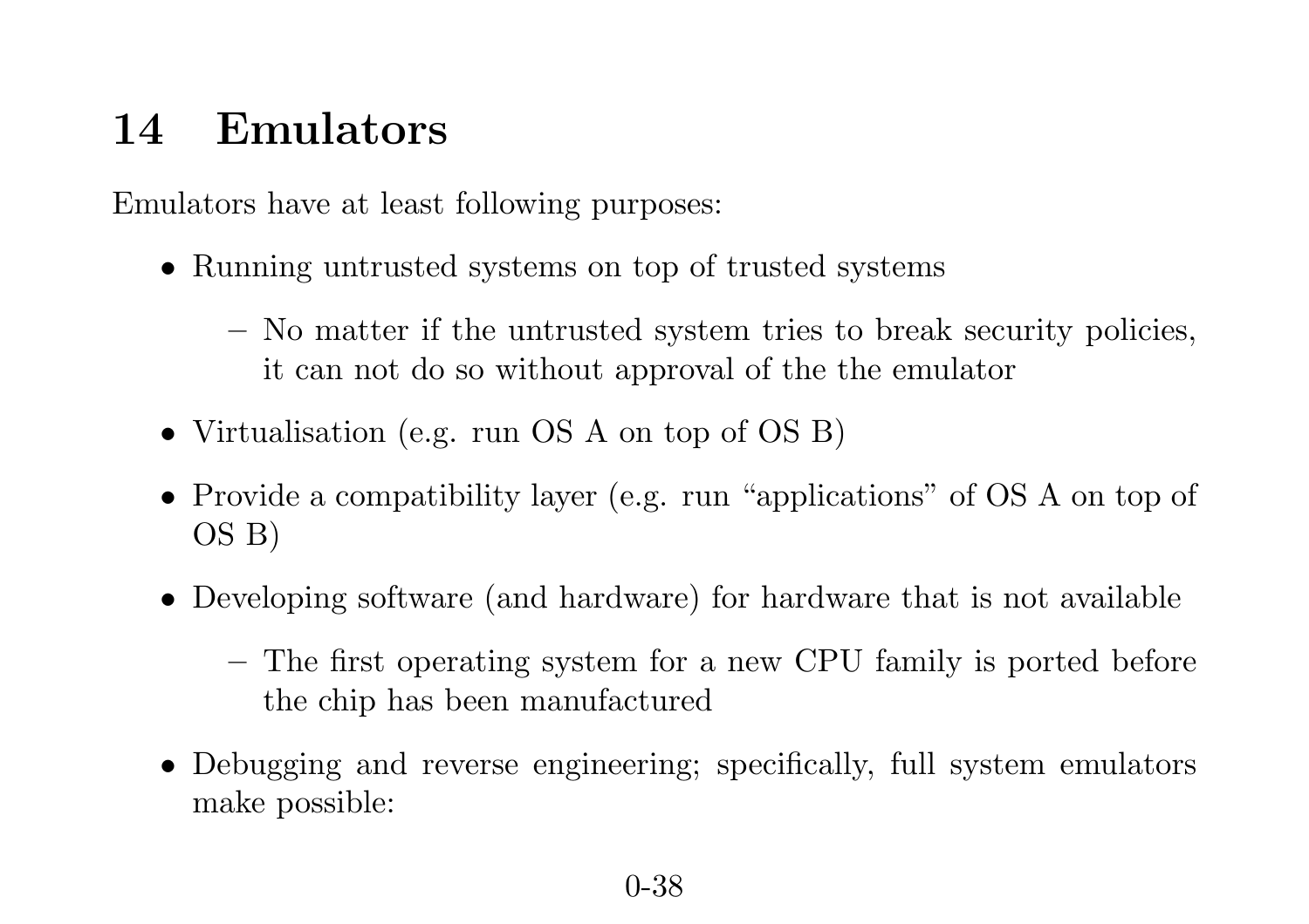# 14 Emulators

Emulators have at least following purposes:

- Running untrusted systems on top of trusted systems
  - No matter if the untrusted system tries to break security policies, it can not do so without approval of the the emulator
- Virtualisation (e.g. run OS A on top of OS B)
- Provide a compatibility layer (e.g. run "applications" of OS A on top of OS B)
- Developing software (and hardware) for hardware that is not available
  - The first operating system for a new CPU family is ported before the chip has been manufactured
- Debugging and reverse engineering; specifically, full system emulators make possible: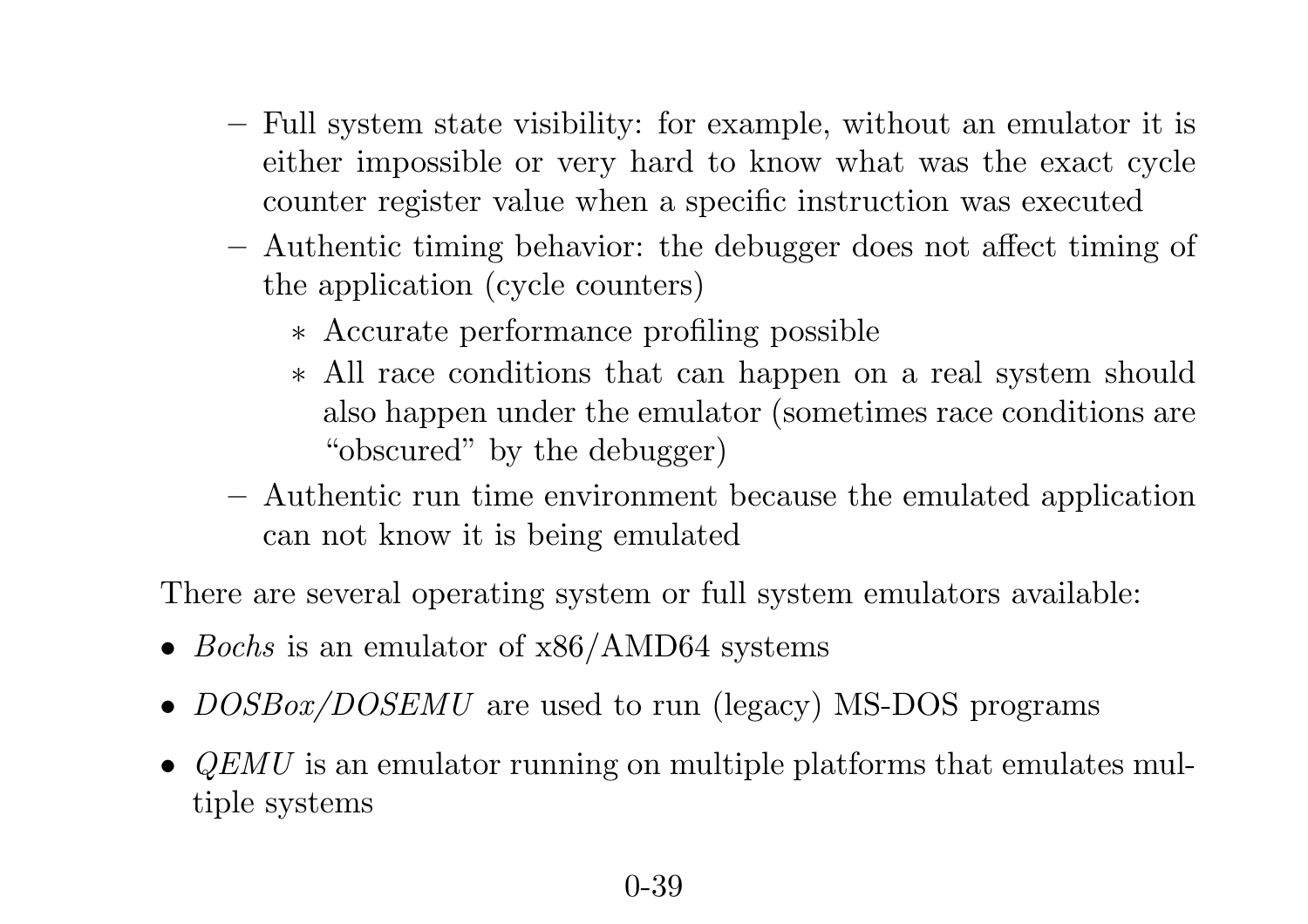- Full system state visibility: for example, without an emulator it is either impossible or very hard to know what was the exact cycle counter register value when a specific instruction was executed
- Authentic timing behavior: the debugger does not affect timing of the application (cycle counters)
  - Accurate performance profiling possible
  - All race conditions that can happen on a real system should also happen under the emulator (sometimes race conditions are "obscured" by the debugger)
- Authentic run time environment because the emulated application can not know it is being emulated

There are several operating system or full system emulators available:

- *Bochs* is an emulator of x86/AMD64 systems
- *DOSBox/DOSEMU* are used to run (legacy) MS-DOS programs
- *QEMU* is an emulator running on multiple platforms that emulates multiple systems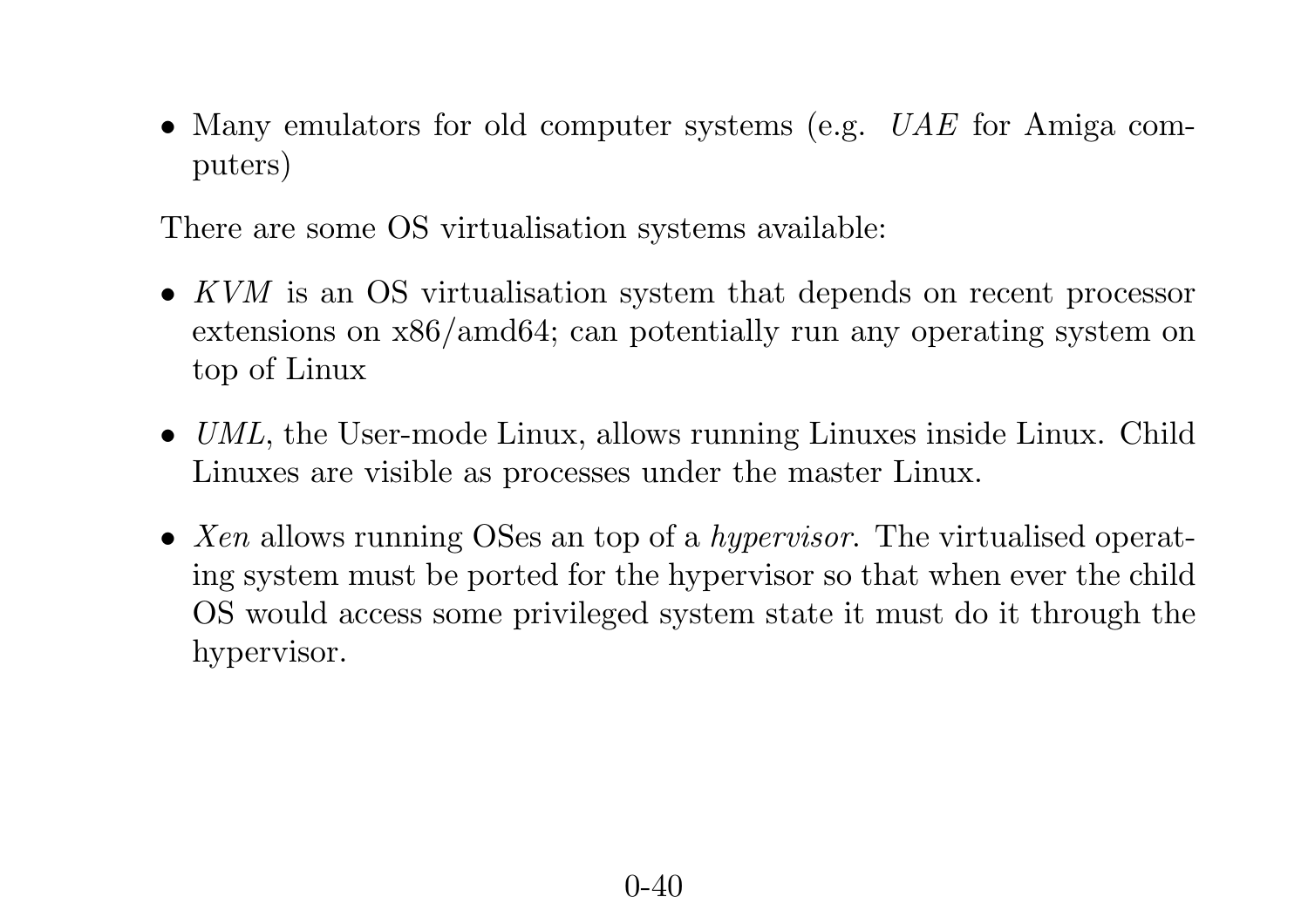- Many emulators for old computer systems (e.g. *UAE* for Amiga computers)

There are some OS virtualisation systems available:

- *KVM* is an OS virtualisation system that depends on recent processor extensions on x86/amd64; can potentially run any operating system on top of Linux
- *UML*, the User-mode Linux, allows running Linuxes inside Linux. Child Linuxes are visible as processes under the master Linux.
- *Xen* allows running OSes an top of a *hypervisor*. The virtualised operating system must be ported for the hypervisor so that when ever the child OS would access some privileged system state it must do it through the hypervisor.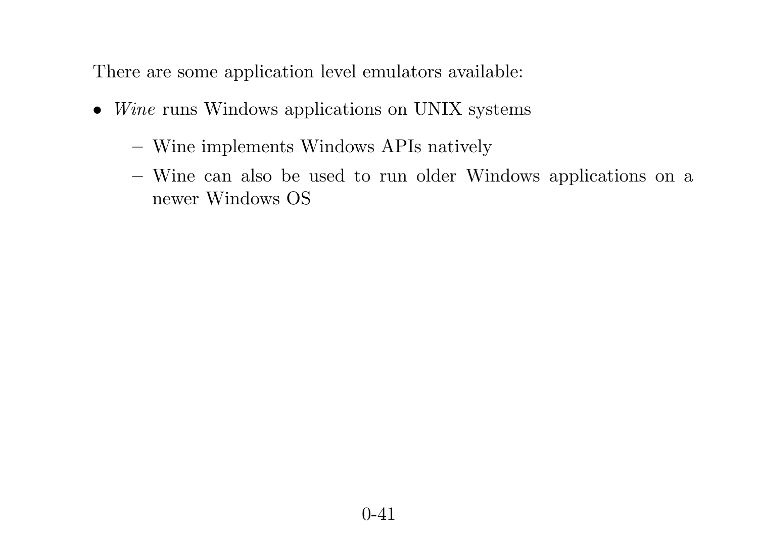There are some application level emulators available:

- *Wine* runs Windows applications on UNIX systems
  - Wine implements Windows APIs natively
  - Wine can also be used to run older Windows applications on a newer Windows OS